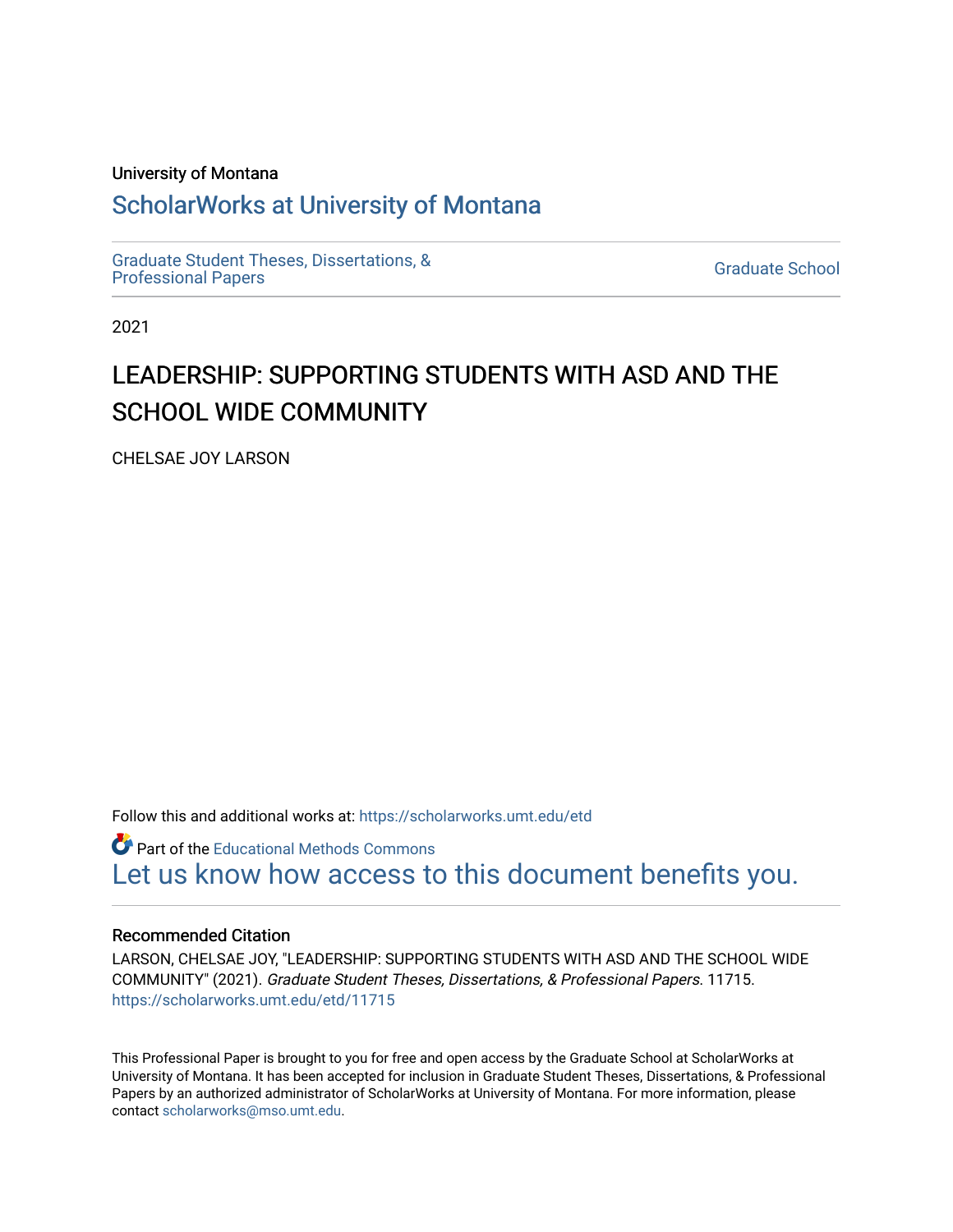University of Montana

# ScholarWorks at University of Montana

Graduate Student Theses, Dissertations, & Professional Papers

Graduate School

2021

# LEADERSHIP: SUPPORTING STUDENTS WITH ASD AND THE SCHOOL WIDE COMMUNITY

CHELSAE JOY LARSON

Follow this and additional works at: https://scholarworks.umt.edu/etd

Part of the Educational Methods Commons

Let us know how access to this document benefits you.

## Recommended Citation

LARSON, CHELSAE JOY, "LEADERSHIP: SUPPORTING STUDENTS WITH ASD AND THE SCHOOL WIDE COMMUNITY" (2021). *Graduate Student Theses, Dissertations, & Professional Papers*. 11715.
https://scholarworks.umt.edu/etd/11715

This Professional Paper is brought to you for free and open access by the Graduate School at ScholarWorks at University of Montana. It has been accepted for inclusion in Graduate Student Theses, Dissertations, & Professional Papers by an authorized administrator of ScholarWorks at University of Montana. For more information, please contact scholarworks@mso.umt.edu.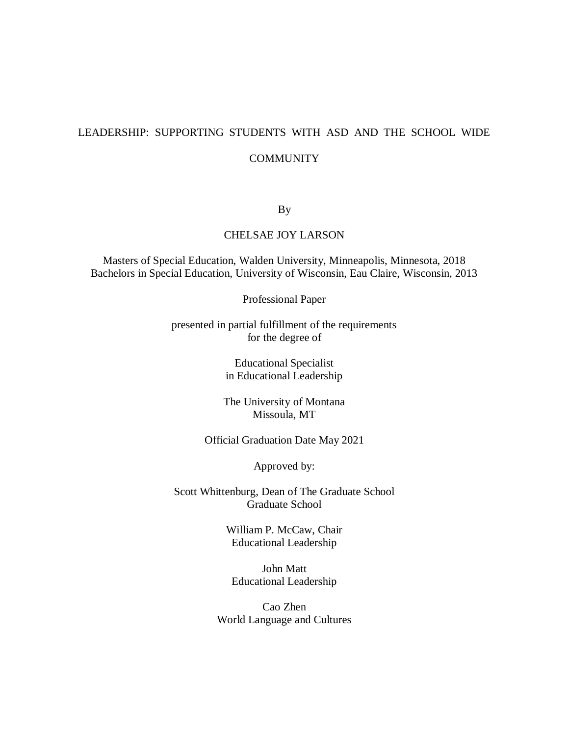# LEADERSHIP: SUPPORTING STUDENTS WITH ASD AND THE SCHOOL WIDE COMMUNITY

By

CHELSAE JOY LARSON

Masters of Special Education, Walden University, Minneapolis, Minnesota, 2018
Bachelors in Special Education, University of Wisconsin, Eau Claire, Wisconsin, 2013

Professional Paper

presented in partial fulfillment of the requirements
for the degree of

Educational Specialist
in Educational Leadership

The University of Montana
Missoula, MT

Official Graduation Date May 2021

Approved by:

Scott Whittenburg, Dean of The Graduate School
Graduate School

William P. McCaw, Chair
Educational Leadership

John Matt
Educational Leadership

Cao Zhen
World Language and Cultures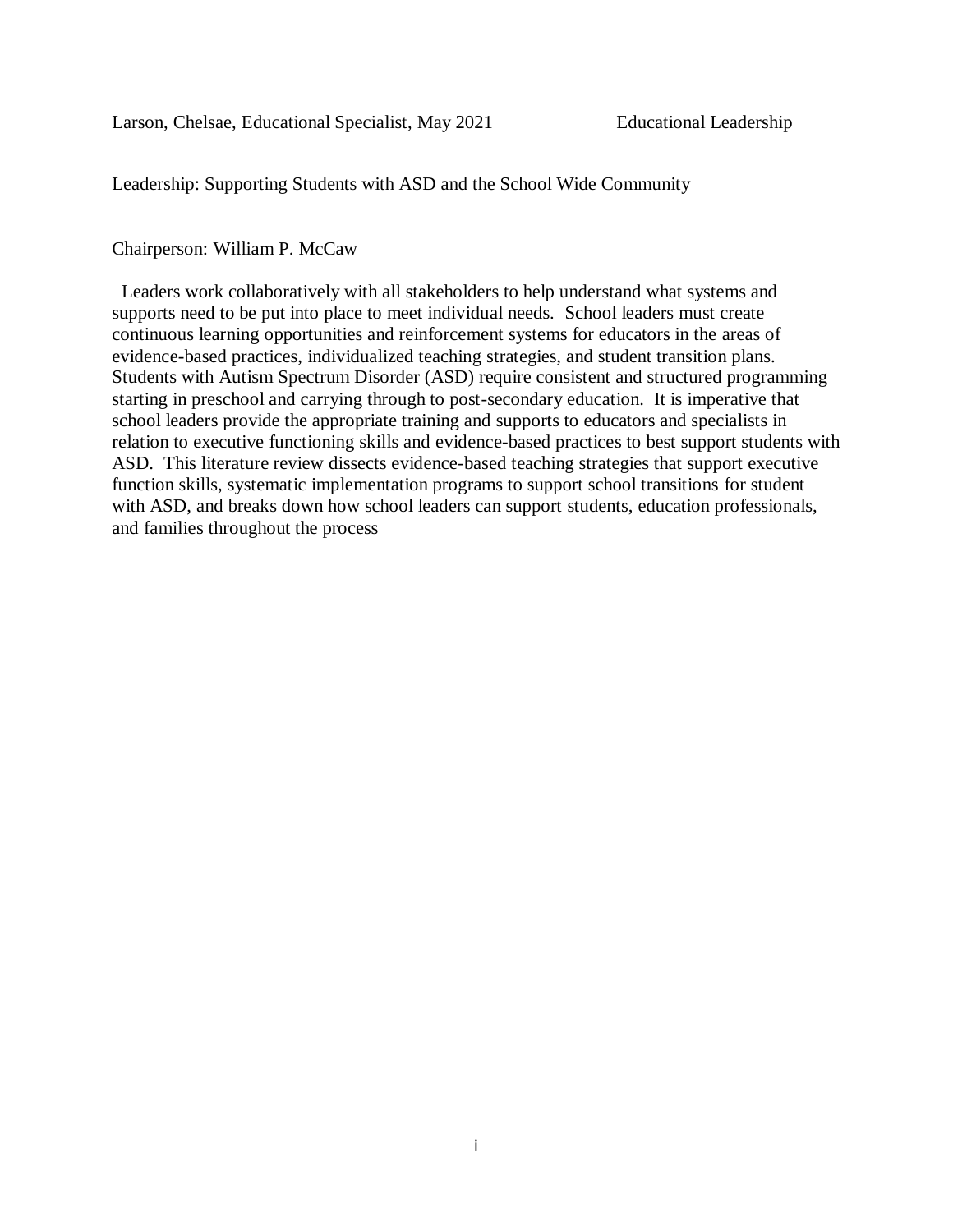Larson, Chelsae, Educational Specialist, May 2021 Educational Leadership

Leadership: Supporting Students with ASD and the School Wide Community

Chairperson: William P. McCaw

Leaders work collaboratively with all stakeholders to help understand what systems and supports need to be put into place to meet individual needs. School leaders must create continuous learning opportunities and reinforcement systems for educators in the areas of evidence-based practices, individualized teaching strategies, and student transition plans. Students with Autism Spectrum Disorder (ASD) require consistent and structured programming starting in preschool and carrying through to post-secondary education. It is imperative that school leaders provide the appropriate training and supports to educators and specialists in relation to executive functioning skills and evidence-based practices to best support students with ASD. This literature review dissects evidence-based teaching strategies that support executive function skills, systematic implementation programs to support school transitions for student with ASD, and breaks down how school leaders can support students, education professionals, and families throughout the process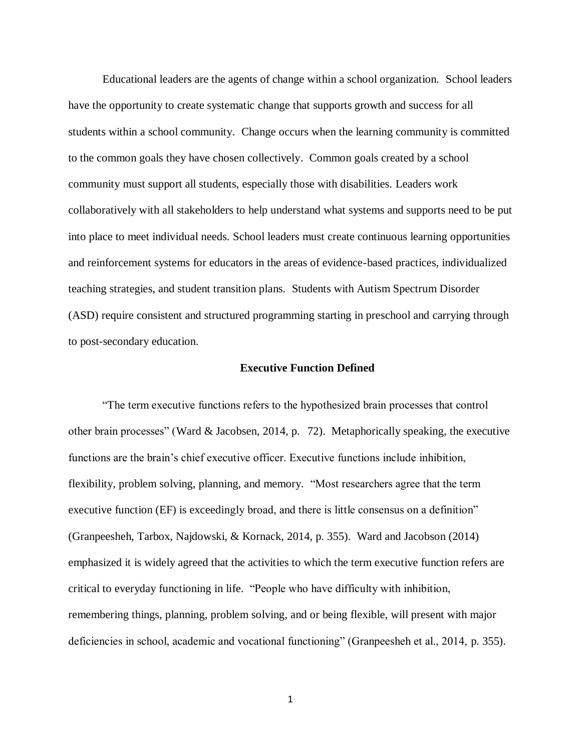Educational leaders are the agents of change within a school organization. School leaders have the opportunity to create systematic change that supports growth and success for all students within a school community. Change occurs when the learning community is committed to the common goals they have chosen collectively. Common goals created by a school community must support all students, especially those with disabilities. Leaders work collaboratively with all stakeholders to help understand what systems and supports need to be put into place to meet individual needs. School leaders must create continuous learning opportunities and reinforcement systems for educators in the areas of evidence-based practices, individualized teaching strategies, and student transition plans. Students with Autism Spectrum Disorder (ASD) require consistent and structured programming starting in preschool and carrying through to post-secondary education.

## Executive Function Defined

"The term executive functions refers to the hypothesized brain processes that control other brain processes" (Ward & Jacobsen, 2014, p. 72). Metaphorically speaking, the executive functions are the brain's chief executive officer. Executive functions include inhibition, flexibility, problem solving, planning, and memory. "Most researchers agree that the term executive function (EF) is exceedingly broad, and there is little consensus on a definition" (Granpeesheh, Tarbox, Najdowski, & Kornack, 2014, p. 355). Ward and Jacobson (2014) emphasized it is widely agreed that the activities to which the term executive function refers are critical to everyday functioning in life. "People who have difficulty with inhibition, remembering things, planning, problem solving, and or being flexible, will present with major deficiencies in school, academic and vocational functioning" (Granpeesheh et al., 2014, p. 355).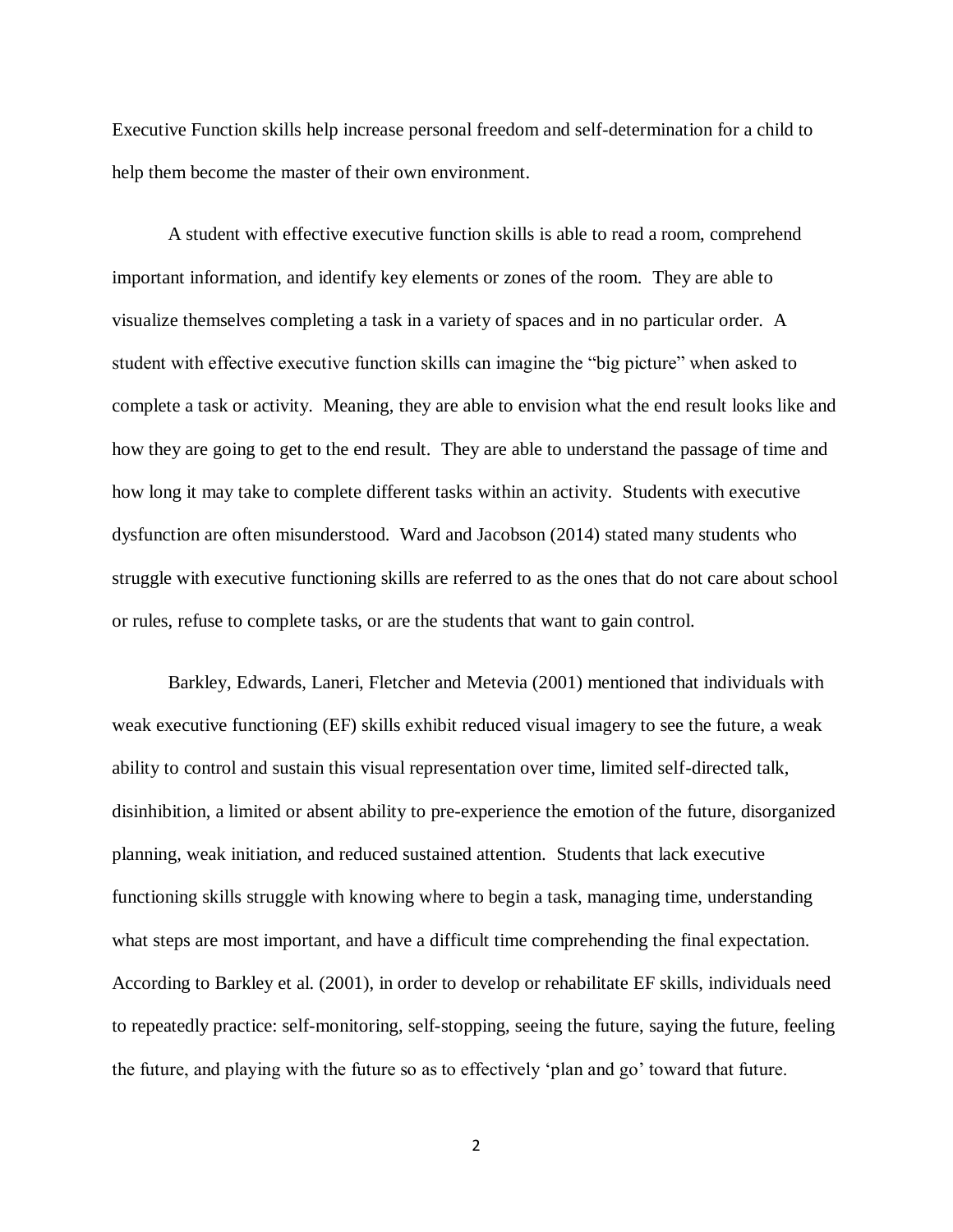Executive Function skills help increase personal freedom and self-determination for a child to help them become the master of their own environment.

A student with effective executive function skills is able to read a room, comprehend important information, and identify key elements or zones of the room. They are able to visualize themselves completing a task in a variety of spaces and in no particular order. A student with effective executive function skills can imagine the "big picture" when asked to complete a task or activity. Meaning, they are able to envision what the end result looks like and how they are going to get to the end result. They are able to understand the passage of time and how long it may take to complete different tasks within an activity. Students with executive dysfunction are often misunderstood. Ward and Jacobson (2014) stated many students who struggle with executive functioning skills are referred to as the ones that do not care about school or rules, refuse to complete tasks, or are the students that want to gain control.

Barkley, Edwards, Laneri, Fletcher and Metevia (2001) mentioned that individuals with weak executive functioning (EF) skills exhibit reduced visual imagery to see the future, a weak ability to control and sustain this visual representation over time, limited self-directed talk, disinhibition, a limited or absent ability to pre-experience the emotion of the future, disorganized planning, weak initiation, and reduced sustained attention. Students that lack executive functioning skills struggle with knowing where to begin a task, managing time, understanding what steps are most important, and have a difficult time comprehending the final expectation. According to Barkley et al. (2001), in order to develop or rehabilitate EF skills, individuals need to repeatedly practice: self-monitoring, self-stopping, seeing the future, saying the future, feeling the future, and playing with the future so as to effectively 'plan and go' toward that future.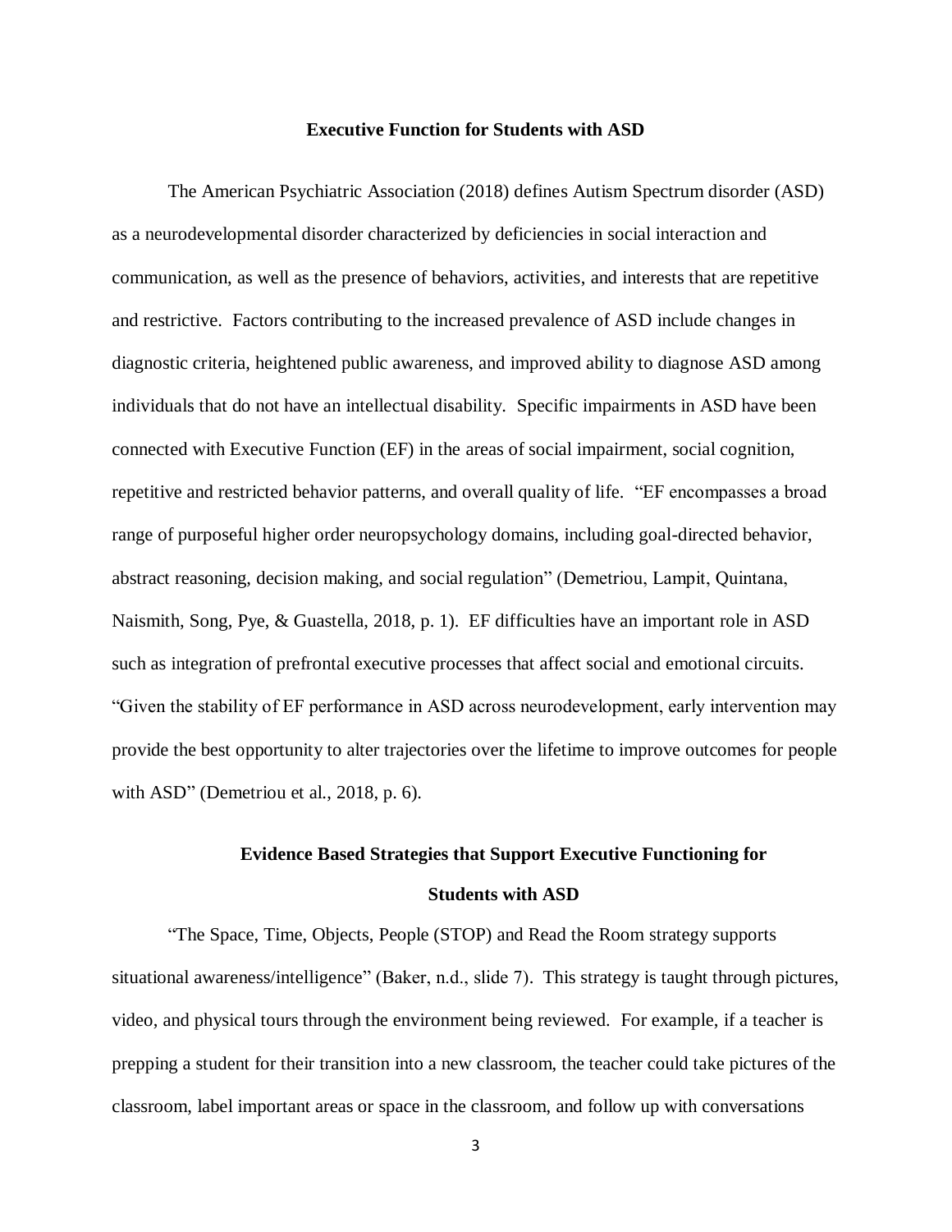## Executive Function for Students with ASD

The American Psychiatric Association (2018) defines Autism Spectrum disorder (ASD) as a neurodevelopmental disorder characterized by deficiencies in social interaction and communication, as well as the presence of behaviors, activities, and interests that are repetitive and restrictive. Factors contributing to the increased prevalence of ASD include changes in diagnostic criteria, heightened public awareness, and improved ability to diagnose ASD among individuals that do not have an intellectual disability. Specific impairments in ASD have been connected with Executive Function (EF) in the areas of social impairment, social cognition, repetitive and restricted behavior patterns, and overall quality of life. "EF encompasses a broad range of purposeful higher order neuropsychology domains, including goal-directed behavior, abstract reasoning, decision making, and social regulation" (Demetriou, Lampit, Quintana, Naismith, Song, Pye, & Guastella, 2018, p. 1). EF difficulties have an important role in ASD such as integration of prefrontal executive processes that affect social and emotional circuits. "Given the stability of EF performance in ASD across neurodevelopment, early intervention may provide the best opportunity to alter trajectories over the lifetime to improve outcomes for people with ASD" (Demetriou et al., 2018, p. 6).

## Evidence Based Strategies that Support Executive Functioning for Students with ASD

"The Space, Time, Objects, People (STOP) and Read the Room strategy supports situational awareness/intelligence" (Baker, n.d., slide 7). This strategy is taught through pictures, video, and physical tours through the environment being reviewed. For example, if a teacher is prepping a student for their transition into a new classroom, the teacher could take pictures of the classroom, label important areas or space in the classroom, and follow up with conversations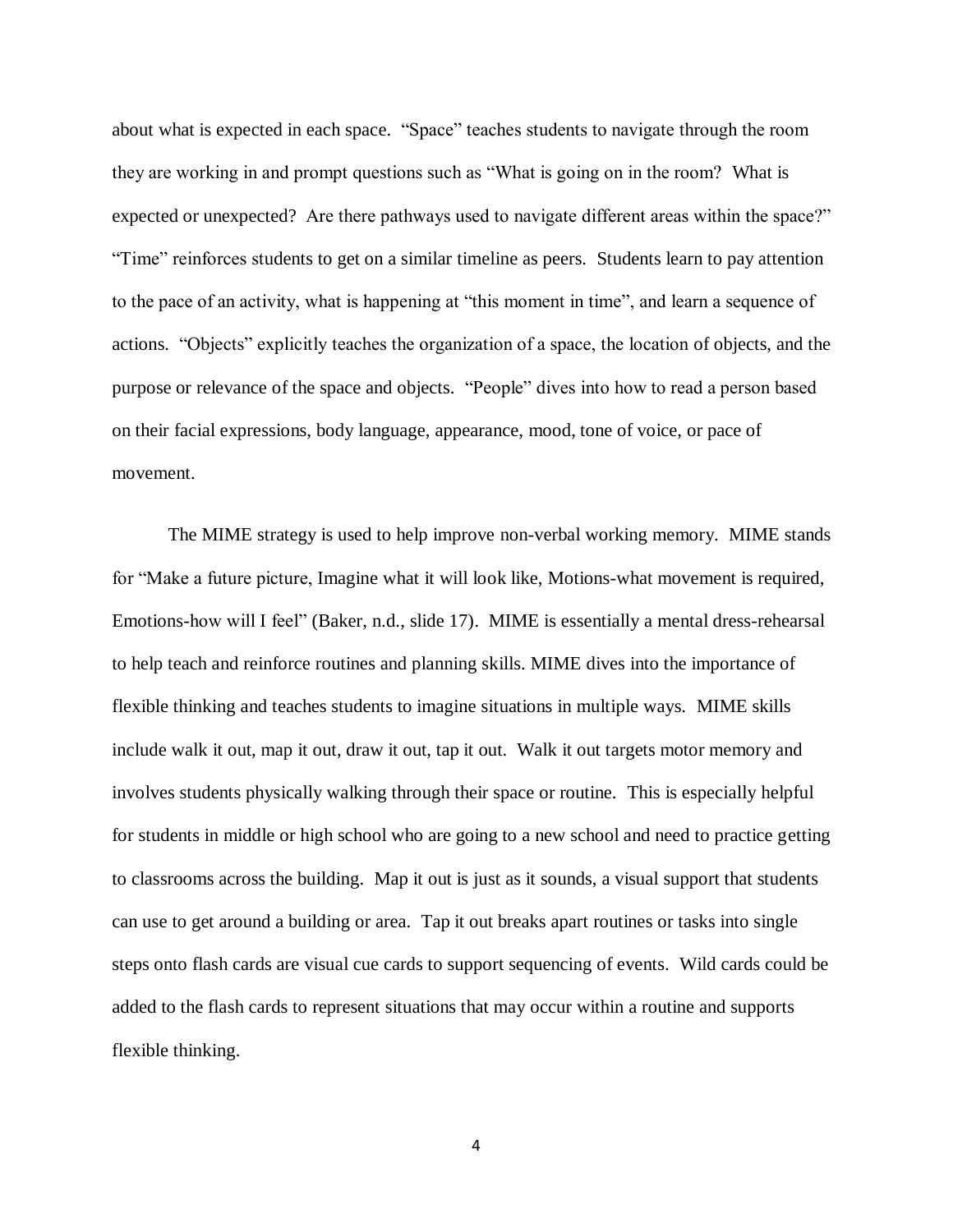about what is expected in each space. “Space” teaches students to navigate through the room they are working in and prompt questions such as “What is going on in the room? What is expected or unexpected? Are there pathways used to navigate different areas within the space?” “Time” reinforces students to get on a similar timeline as peers. Students learn to pay attention to the pace of an activity, what is happening at “this moment in time”, and learn a sequence of actions. “Objects” explicitly teaches the organization of a space, the location of objects, and the purpose or relevance of the space and objects. “People” dives into how to read a person based on their facial expressions, body language, appearance, mood, tone of voice, or pace of movement.

The MIME strategy is used to help improve non-verbal working memory. MIME stands for “Make a future picture, Imagine what it will look like, Motions-what movement is required, Emotions-how will I feel” (Baker, n.d., slide 17). MIME is essentially a mental dress-rehearsal to help teach and reinforce routines and planning skills. MIME dives into the importance of flexible thinking and teaches students to imagine situations in multiple ways. MIME skills include walk it out, map it out, draw it out, tap it out. Walk it out targets motor memory and involves students physically walking through their space or routine. This is especially helpful for students in middle or high school who are going to a new school and need to practice getting to classrooms across the building. Map it out is just as it sounds, a visual support that students can use to get around a building or area. Tap it out breaks apart routines or tasks into single steps onto flash cards are visual cue cards to support sequencing of events. Wild cards could be added to the flash cards to represent situations that may occur within a routine and supports flexible thinking.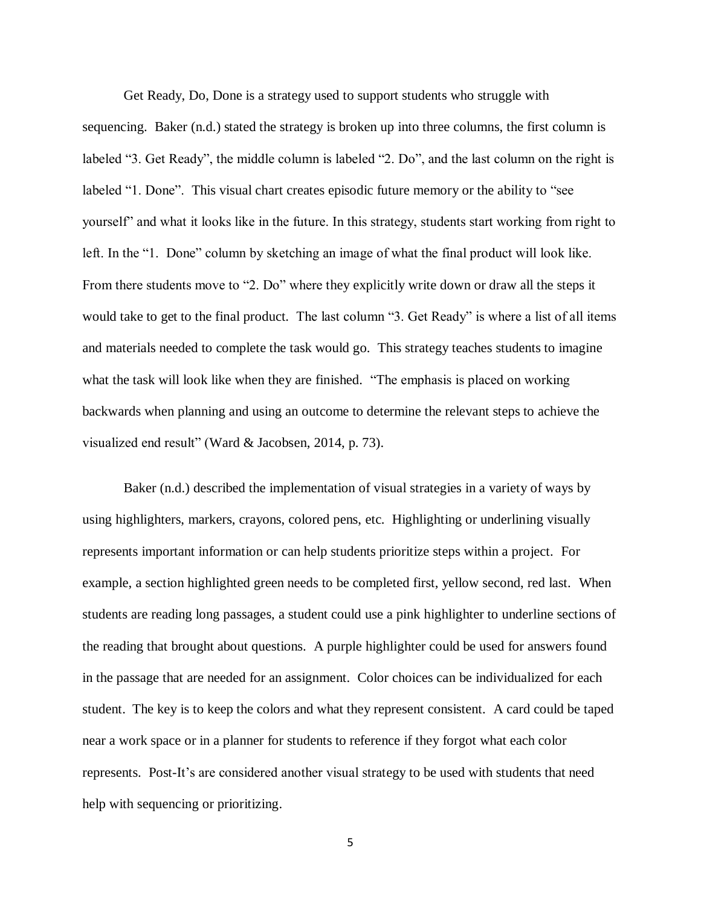Get Ready, Do, Done is a strategy used to support students who struggle with sequencing. Baker (n.d.) stated the strategy is broken up into three columns, the first column is labeled "3. Get Ready", the middle column is labeled "2. Do", and the last column on the right is labeled "1. Done". This visual chart creates episodic future memory or the ability to "see yourself" and what it looks like in the future. In this strategy, students start working from right to left. In the "1. Done" column by sketching an image of what the final product will look like. From there students move to "2. Do" where they explicitly write down or draw all the steps it would take to get to the final product. The last column "3. Get Ready" is where a list of all items and materials needed to complete the task would go. This strategy teaches students to imagine what the task will look like when they are finished. "The emphasis is placed on working backwards when planning and using an outcome to determine the relevant steps to achieve the visualized end result" (Ward & Jacobsen, 2014, p. 73).

Baker (n.d.) described the implementation of visual strategies in a variety of ways by using highlighters, markers, crayons, colored pens, etc. Highlighting or underlining visually represents important information or can help students prioritize steps within a project. For example, a section highlighted green needs to be completed first, yellow second, red last. When students are reading long passages, a student could use a pink highlighter to underline sections of the reading that brought about questions. A purple highlighter could be used for answers found in the passage that are needed for an assignment. Color choices can be individualized for each student. The key is to keep the colors and what they represent consistent. A card could be taped near a work space or in a planner for students to reference if they forgot what each color represents. Post-It's are considered another visual strategy to be used with students that need help with sequencing or prioritizing.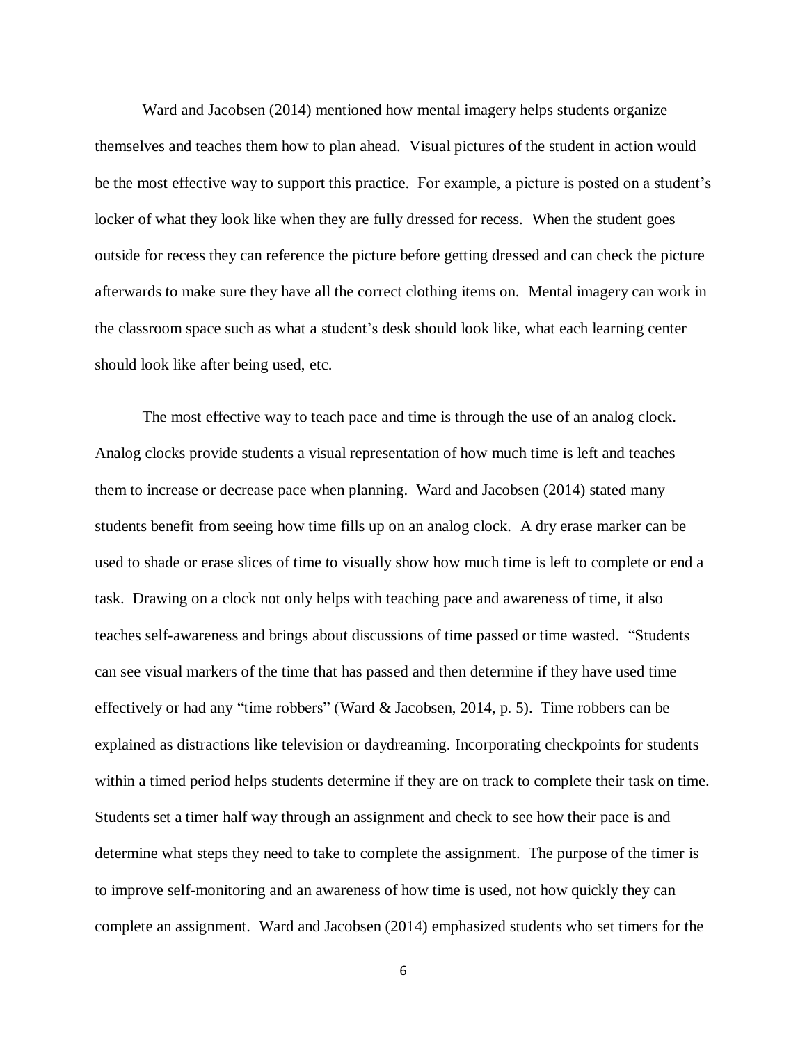Ward and Jacobsen (2014) mentioned how mental imagery helps students organize themselves and teaches them how to plan ahead. Visual pictures of the student in action would be the most effective way to support this practice. For example, a picture is posted on a student's locker of what they look like when they are fully dressed for recess. When the student goes outside for recess they can reference the picture before getting dressed and can check the picture afterwards to make sure they have all the correct clothing items on. Mental imagery can work in the classroom space such as what a student's desk should look like, what each learning center should look like after being used, etc.

The most effective way to teach pace and time is through the use of an analog clock. Analog clocks provide students a visual representation of how much time is left and teaches them to increase or decrease pace when planning. Ward and Jacobsen (2014) stated many students benefit from seeing how time fills up on an analog clock. A dry erase marker can be used to shade or erase slices of time to visually show how much time is left to complete or end a task. Drawing on a clock not only helps with teaching pace and awareness of time, it also teaches self-awareness and brings about discussions of time passed or time wasted. "Students can see visual markers of the time that has passed and then determine if they have used time effectively or had any "time robbers" (Ward & Jacobsen, 2014, p. 5). Time robbers can be explained as distractions like television or daydreaming. Incorporating checkpoints for students within a timed period helps students determine if they are on track to complete their task on time. Students set a timer half way through an assignment and check to see how their pace is and determine what steps they need to take to complete the assignment. The purpose of the timer is to improve self-monitoring and an awareness of how time is used, not how quickly they can complete an assignment. Ward and Jacobsen (2014) emphasized students who set timers for the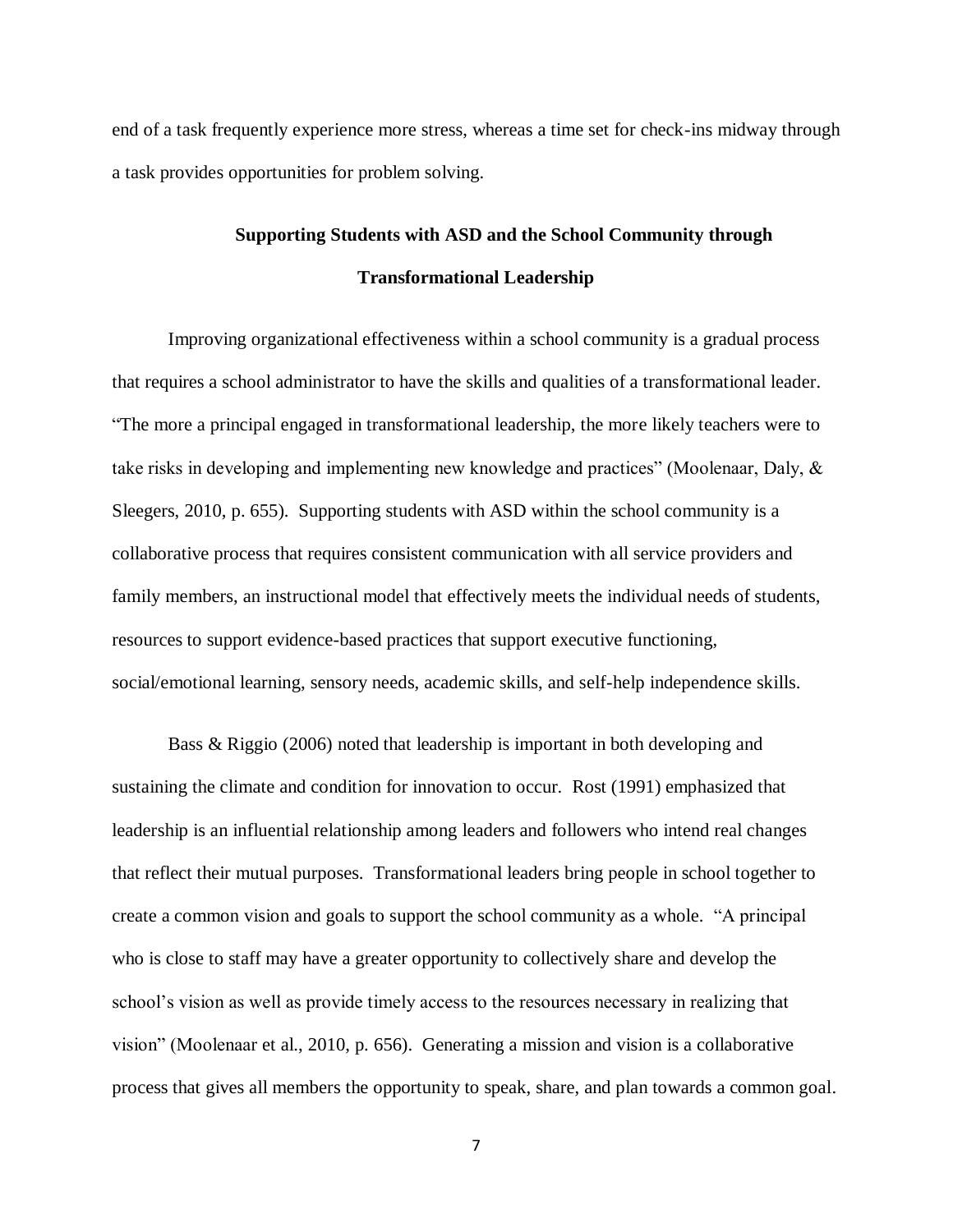end of a task frequently experience more stress, whereas a time set for check-ins midway through a task provides opportunities for problem solving.

## Supporting Students with ASD and the School Community through Transformational Leadership

Improving organizational effectiveness within a school community is a gradual process that requires a school administrator to have the skills and qualities of a transformational leader. "The more a principal engaged in transformational leadership, the more likely teachers were to take risks in developing and implementing new knowledge and practices" (Moolenaar, Daly, & Sleegers, 2010, p. 655). Supporting students with ASD within the school community is a collaborative process that requires consistent communication with all service providers and family members, an instructional model that effectively meets the individual needs of students, resources to support evidence-based practices that support executive functioning, social/emotional learning, sensory needs, academic skills, and self-help independence skills.

Bass & Riggio (2006) noted that leadership is important in both developing and sustaining the climate and condition for innovation to occur. Rost (1991) emphasized that leadership is an influential relationship among leaders and followers who intend real changes that reflect their mutual purposes. Transformational leaders bring people in school together to create a common vision and goals to support the school community as a whole. "A principal who is close to staff may have a greater opportunity to collectively share and develop the school's vision as well as provide timely access to the resources necessary in realizing that vision" (Moolenaar et al., 2010, p. 656). Generating a mission and vision is a collaborative process that gives all members the opportunity to speak, share, and plan towards a common goal.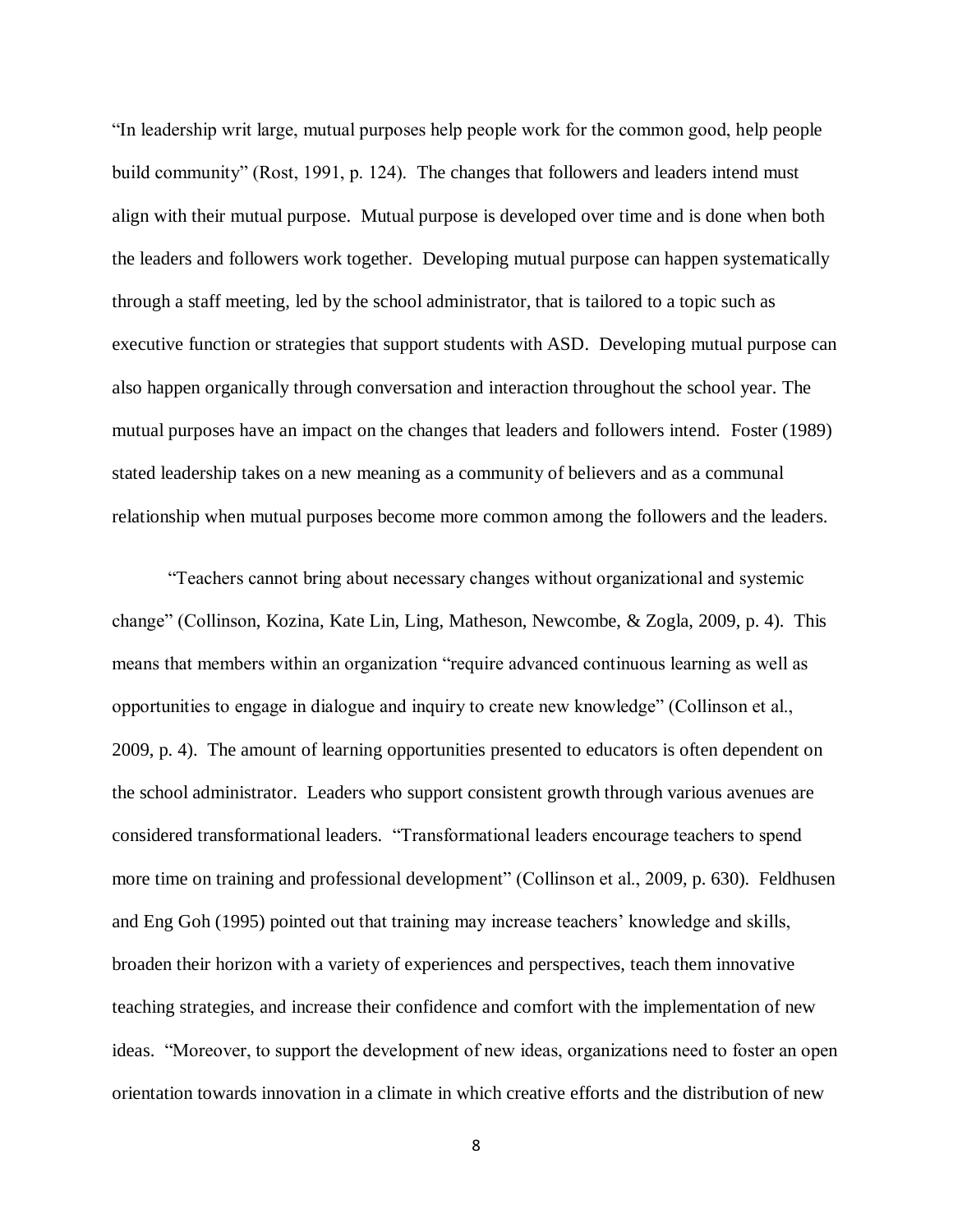"In leadership writ large, mutual purposes help people work for the common good, help people build community" (Rost, 1991, p. 124). The changes that followers and leaders intend must align with their mutual purpose. Mutual purpose is developed over time and is done when both the leaders and followers work together. Developing mutual purpose can happen systematically through a staff meeting, led by the school administrator, that is tailored to a topic such as executive function or strategies that support students with ASD. Developing mutual purpose can also happen organically through conversation and interaction throughout the school year. The mutual purposes have an impact on the changes that leaders and followers intend. Foster (1989) stated leadership takes on a new meaning as a community of believers and as a communal relationship when mutual purposes become more common among the followers and the leaders.

"Teachers cannot bring about necessary changes without organizational and systemic change" (Collinson, Kozina, Kate Lin, Ling, Matheson, Newcombe, & Zogla, 2009, p. 4). This means that members within an organization "require advanced continuous learning as well as opportunities to engage in dialogue and inquiry to create new knowledge" (Collinson et al., 2009, p. 4). The amount of learning opportunities presented to educators is often dependent on the school administrator. Leaders who support consistent growth through various avenues are considered transformational leaders. "Transformational leaders encourage teachers to spend more time on training and professional development" (Collinson et al., 2009, p. 630). Feldhusen and Eng Goh (1995) pointed out that training may increase teachers' knowledge and skills, broaden their horizon with a variety of experiences and perspectives, teach them innovative teaching strategies, and increase their confidence and comfort with the implementation of new ideas. "Moreover, to support the development of new ideas, organizations need to foster an open orientation towards innovation in a climate in which creative efforts and the distribution of new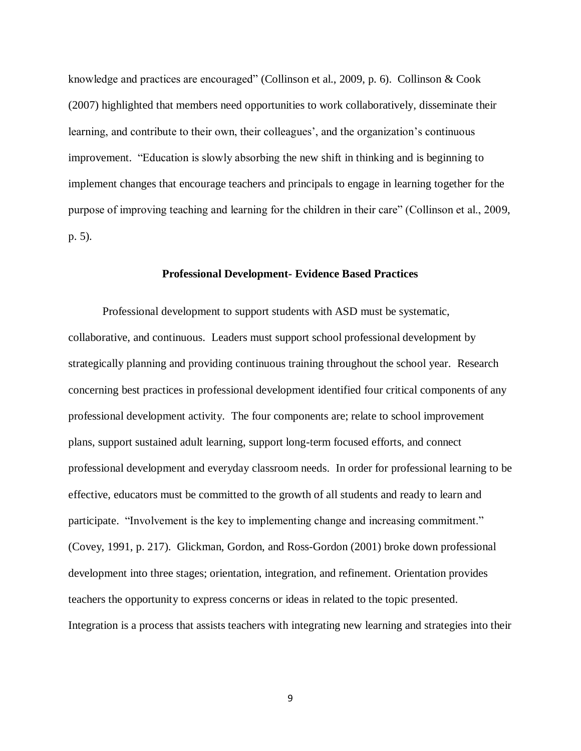knowledge and practices are encouraged" (Collinson et al., 2009, p. 6). Collinson & Cook (2007) highlighted that members need opportunities to work collaboratively, disseminate their learning, and contribute to their own, their colleagues', and the organization's continuous improvement. "Education is slowly absorbing the new shift in thinking and is beginning to implement changes that encourage teachers and principals to engage in learning together for the purpose of improving teaching and learning for the children in their care" (Collinson et al., 2009, p. 5).

## Professional Development- Evidence Based Practices

Professional development to support students with ASD must be systematic, collaborative, and continuous. Leaders must support school professional development by strategically planning and providing continuous training throughout the school year. Research concerning best practices in professional development identified four critical components of any professional development activity. The four components are; relate to school improvement plans, support sustained adult learning, support long-term focused efforts, and connect professional development and everyday classroom needs. In order for professional learning to be effective, educators must be committed to the growth of all students and ready to learn and participate. "Involvement is the key to implementing change and increasing commitment." (Covey, 1991, p. 217). Glickman, Gordon, and Ross-Gordon (2001) broke down professional development into three stages; orientation, integration, and refinement. Orientation provides teachers the opportunity to express concerns or ideas in related to the topic presented. Integration is a process that assists teachers with integrating new learning and strategies into their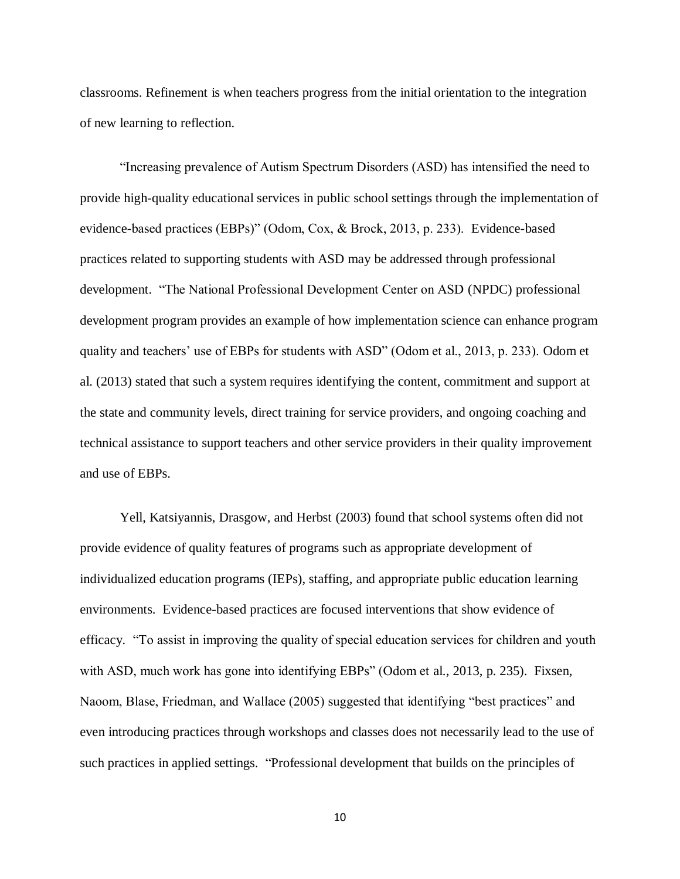classrooms. Refinement is when teachers progress from the initial orientation to the integration of new learning to reflection.

"Increasing prevalence of Autism Spectrum Disorders (ASD) has intensified the need to provide high-quality educational services in public school settings through the implementation of evidence-based practices (EBPs)" (Odom, Cox, & Brock, 2013, p. 233). Evidence-based practices related to supporting students with ASD may be addressed through professional development. "The National Professional Development Center on ASD (NPDC) professional development program provides an example of how implementation science can enhance program quality and teachers' use of EBPs for students with ASD" (Odom et al., 2013, p. 233). Odom et al. (2013) stated that such a system requires identifying the content, commitment and support at the state and community levels, direct training for service providers, and ongoing coaching and technical assistance to support teachers and other service providers in their quality improvement and use of EBPs.

Yell, Katsiyannis, Drasgow, and Herbst (2003) found that school systems often did not provide evidence of quality features of programs such as appropriate development of individualized education programs (IEPs), staffing, and appropriate public education learning environments. Evidence-based practices are focused interventions that show evidence of efficacy. "To assist in improving the quality of special education services for children and youth with ASD, much work has gone into identifying EBPs" (Odom et al., 2013, p. 235). Fixsen, Naoom, Blase, Friedman, and Wallace (2005) suggested that identifying "best practices" and even introducing practices through workshops and classes does not necessarily lead to the use of such practices in applied settings. "Professional development that builds on the principles of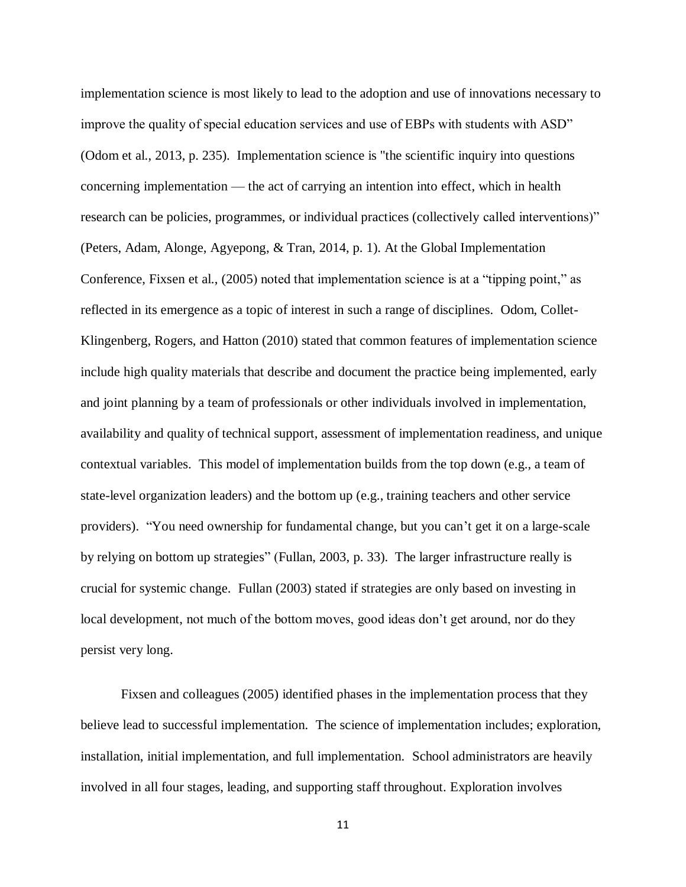implementation science is most likely to lead to the adoption and use of innovations necessary to improve the quality of special education services and use of EBPs with students with ASD" (Odom et al., 2013, p. 235). Implementation science is "the scientific inquiry into questions concerning implementation — the act of carrying an intention into effect, which in health research can be policies, programmes, or individual practices (collectively called interventions)" (Peters, Adam, Alonge, Agyepong, & Tran, 2014, p. 1). At the Global Implementation Conference, Fixsen et al., (2005) noted that implementation science is at a "tipping point," as reflected in its emergence as a topic of interest in such a range of disciplines. Odom, Collet-Klingenberg, Rogers, and Hatton (2010) stated that common features of implementation science include high quality materials that describe and document the practice being implemented, early and joint planning by a team of professionals or other individuals involved in implementation, availability and quality of technical support, assessment of implementation readiness, and unique contextual variables. This model of implementation builds from the top down (e.g., a team of state-level organization leaders) and the bottom up (e.g., training teachers and other service providers). "You need ownership for fundamental change, but you can't get it on a large-scale by relying on bottom up strategies" (Fullan, 2003, p. 33). The larger infrastructure really is crucial for systemic change. Fullan (2003) stated if strategies are only based on investing in local development, not much of the bottom moves, good ideas don't get around, nor do they persist very long.

Fixsen and colleagues (2005) identified phases in the implementation process that they believe lead to successful implementation. The science of implementation includes; exploration, installation, initial implementation, and full implementation. School administrators are heavily involved in all four stages, leading, and supporting staff throughout. Exploration involves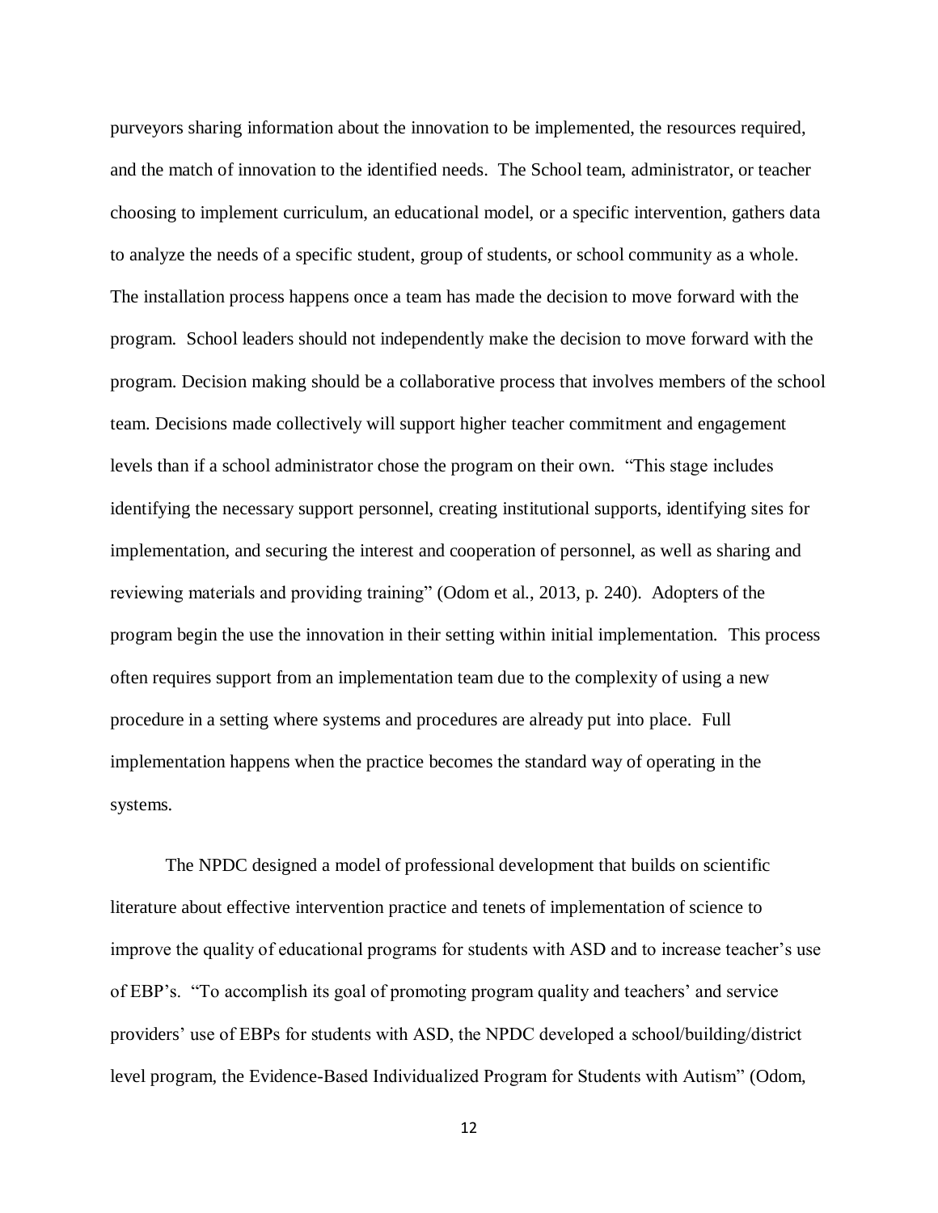purveyors sharing information about the innovation to be implemented, the resources required, and the match of innovation to the identified needs. The School team, administrator, or teacher choosing to implement curriculum, an educational model, or a specific intervention, gathers data to analyze the needs of a specific student, group of students, or school community as a whole. The installation process happens once a team has made the decision to move forward with the program. School leaders should not independently make the decision to move forward with the program. Decision making should be a collaborative process that involves members of the school team. Decisions made collectively will support higher teacher commitment and engagement levels than if a school administrator chose the program on their own. "This stage includes identifying the necessary support personnel, creating institutional supports, identifying sites for implementation, and securing the interest and cooperation of personnel, as well as sharing and reviewing materials and providing training" (Odom et al., 2013, p. 240). Adopters of the program begin the use the innovation in their setting within initial implementation. This process often requires support from an implementation team due to the complexity of using a new procedure in a setting where systems and procedures are already put into place. Full implementation happens when the practice becomes the standard way of operating in the systems.

The NPDC designed a model of professional development that builds on scientific literature about effective intervention practice and tenets of implementation of science to improve the quality of educational programs for students with ASD and to increase teacher's use of EBP's. "To accomplish its goal of promoting program quality and teachers' and service providers' use of EBPs for students with ASD, the NPDC developed a school/building/district level program, the Evidence-Based Individualized Program for Students with Autism" (Odom,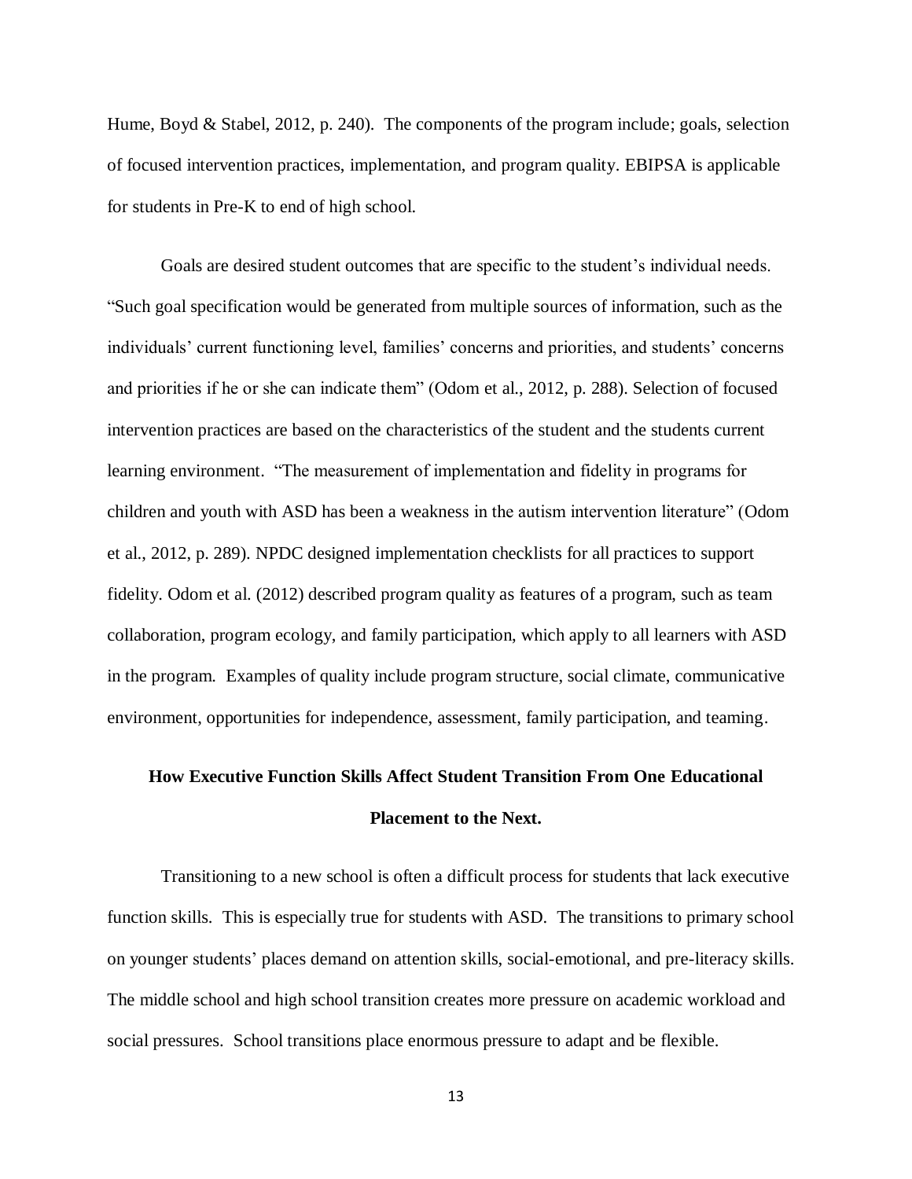Hume, Boyd & Stabel, 2012, p. 240). The components of the program include; goals, selection of focused intervention practices, implementation, and program quality. EBIPSA is applicable for students in Pre-K to end of high school.

Goals are desired student outcomes that are specific to the student's individual needs. "Such goal specification would be generated from multiple sources of information, such as the individuals' current functioning level, families' concerns and priorities, and students' concerns and priorities if he or she can indicate them" (Odom et al., 2012, p. 288). Selection of focused intervention practices are based on the characteristics of the student and the students current learning environment. "The measurement of implementation and fidelity in programs for children and youth with ASD has been a weakness in the autism intervention literature" (Odom et al., 2012, p. 289). NPDC designed implementation checklists for all practices to support fidelity. Odom et al. (2012) described program quality as features of a program, such as team collaboration, program ecology, and family participation, which apply to all learners with ASD in the program. Examples of quality include program structure, social climate, communicative environment, opportunities for independence, assessment, family participation, and teaming.

## How Executive Function Skills Affect Student Transition From One Educational Placement to the Next.

Transitioning to a new school is often a difficult process for students that lack executive function skills. This is especially true for students with ASD. The transitions to primary school on younger students' places demand on attention skills, social-emotional, and pre-literacy skills. The middle school and high school transition creates more pressure on academic workload and social pressures. School transitions place enormous pressure to adapt and be flexible.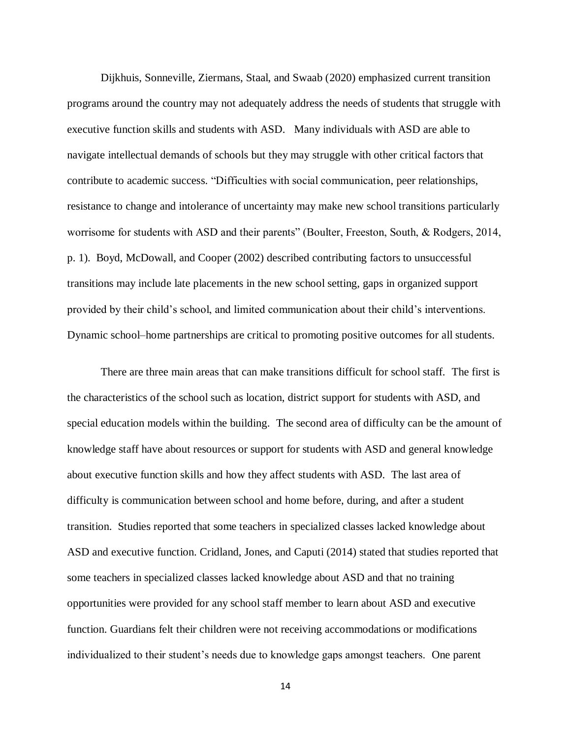Dijkhuis, Sonneville, Ziermans, Staal, and Swaab (2020) emphasized current transition programs around the country may not adequately address the needs of students that struggle with executive function skills and students with ASD. Many individuals with ASD are able to navigate intellectual demands of schools but they may struggle with other critical factors that contribute to academic success. "Difficulties with social communication, peer relationships, resistance to change and intolerance of uncertainty may make new school transitions particularly worrisome for students with ASD and their parents" (Boulter, Freeston, South, & Rodgers, 2014, p. 1). Boyd, McDowall, and Cooper (2002) described contributing factors to unsuccessful transitions may include late placements in the new school setting, gaps in organized support provided by their child's school, and limited communication about their child's interventions. Dynamic school–home partnerships are critical to promoting positive outcomes for all students.

There are three main areas that can make transitions difficult for school staff. The first is the characteristics of the school such as location, district support for students with ASD, and special education models within the building. The second area of difficulty can be the amount of knowledge staff have about resources or support for students with ASD and general knowledge about executive function skills and how they affect students with ASD. The last area of difficulty is communication between school and home before, during, and after a student transition. Studies reported that some teachers in specialized classes lacked knowledge about ASD and executive function. Cridland, Jones, and Caputi (2014) stated that studies reported that some teachers in specialized classes lacked knowledge about ASD and that no training opportunities were provided for any school staff member to learn about ASD and executive function. Guardians felt their children were not receiving accommodations or modifications individualized to their student's needs due to knowledge gaps amongst teachers. One parent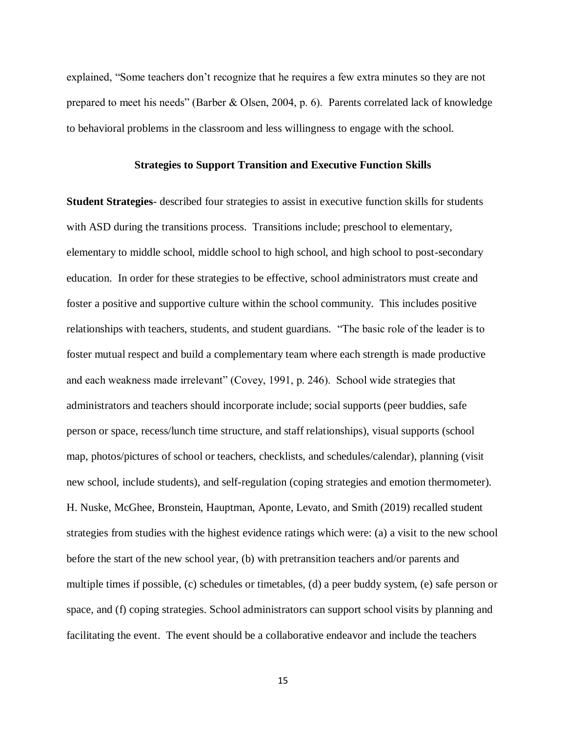explained, “Some teachers don’t recognize that he requires a few extra minutes so they are not prepared to meet his needs” (Barber & Olsen, 2004, p. 6). Parents correlated lack of knowledge to behavioral problems in the classroom and less willingness to engage with the school.

## Strategies to Support Transition and Executive Function Skills

**Student Strategies**- described four strategies to assist in executive function skills for students with ASD during the transitions process. Transitions include; preschool to elementary, elementary to middle school, middle school to high school, and high school to post-secondary education. In order for these strategies to be effective, school administrators must create and foster a positive and supportive culture within the school community. This includes positive relationships with teachers, students, and student guardians. “The basic role of the leader is to foster mutual respect and build a complementary team where each strength is made productive and each weakness made irrelevant” (Covey, 1991, p. 246). School wide strategies that administrators and teachers should incorporate include; social supports (peer buddies, safe person or space, recess/lunch time structure, and staff relationships), visual supports (school map, photos/pictures of school or teachers, checklists, and schedules/calendar), planning (visit new school, include students), and self-regulation (coping strategies and emotion thermometer). H. Nuske, McGhee, Bronstein, Hauptman, Aponte, Levato, and Smith (2019) recalled student strategies from studies with the highest evidence ratings which were: (a) a visit to the new school before the start of the new school year, (b) with pretransition teachers and/or parents and multiple times if possible, (c) schedules or timetables, (d) a peer buddy system, (e) safe person or space, and (f) coping strategies. School administrators can support school visits by planning and facilitating the event. The event should be a collaborative endeavor and include the teachers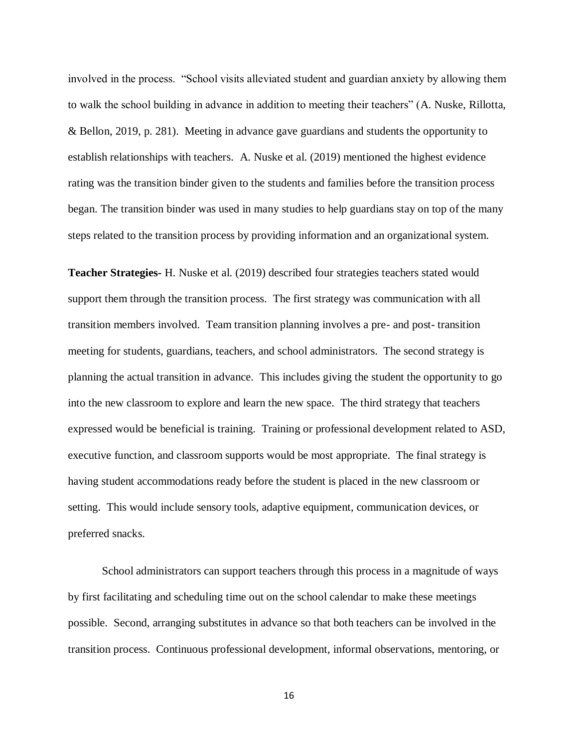involved in the process. "School visits alleviated student and guardian anxiety by allowing them to walk the school building in advance in addition to meeting their teachers" (A. Nuske, Rillotta, & Bellon, 2019, p. 281). Meeting in advance gave guardians and students the opportunity to establish relationships with teachers. A. Nuske et al. (2019) mentioned the highest evidence rating was the transition binder given to the students and families before the transition process began. The transition binder was used in many studies to help guardians stay on top of the many steps related to the transition process by providing information and an organizational system.

**Teacher Strategies-** H. Nuske et al. (2019) described four strategies teachers stated would support them through the transition process. The first strategy was communication with all transition members involved. Team transition planning involves a pre- and post- transition meeting for students, guardians, teachers, and school administrators. The second strategy is planning the actual transition in advance. This includes giving the student the opportunity to go into the new classroom to explore and learn the new space. The third strategy that teachers expressed would be beneficial is training. Training or professional development related to ASD, executive function, and classroom supports would be most appropriate. The final strategy is having student accommodations ready before the student is placed in the new classroom or setting. This would include sensory tools, adaptive equipment, communication devices, or preferred snacks.

School administrators can support teachers through this process in a magnitude of ways by first facilitating and scheduling time out on the school calendar to make these meetings possible. Second, arranging substitutes in advance so that both teachers can be involved in the transition process. Continuous professional development, informal observations, mentoring, or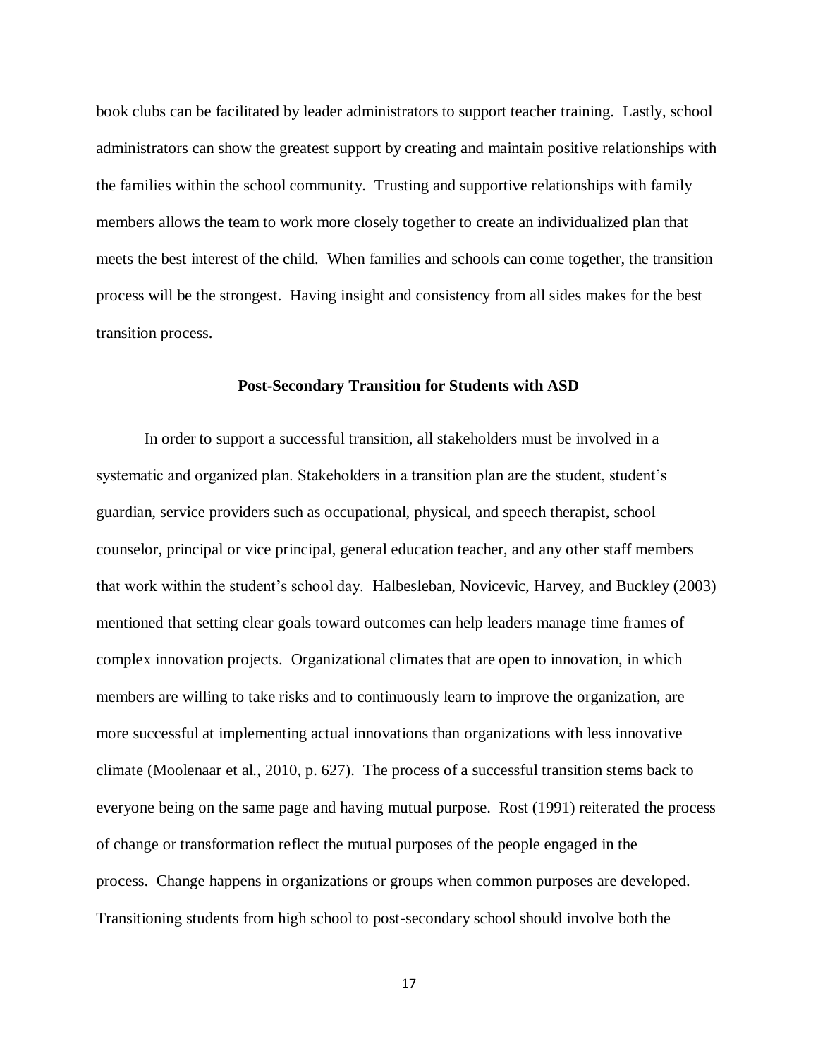book clubs can be facilitated by leader administrators to support teacher training. Lastly, school administrators can show the greatest support by creating and maintain positive relationships with the families within the school community. Trusting and supportive relationships with family members allows the team to work more closely together to create an individualized plan that meets the best interest of the child. When families and schools can come together, the transition process will be the strongest. Having insight and consistency from all sides makes for the best transition process.

## Post-Secondary Transition for Students with ASD

In order to support a successful transition, all stakeholders must be involved in a systematic and organized plan. Stakeholders in a transition plan are the student, student's guardian, service providers such as occupational, physical, and speech therapist, school counselor, principal or vice principal, general education teacher, and any other staff members that work within the student's school day. Halbesleban, Novicevic, Harvey, and Buckley (2003) mentioned that setting clear goals toward outcomes can help leaders manage time frames of complex innovation projects. Organizational climates that are open to innovation, in which members are willing to take risks and to continuously learn to improve the organization, are more successful at implementing actual innovations than organizations with less innovative climate (Moolenaar et al., 2010, p. 627). The process of a successful transition stems back to everyone being on the same page and having mutual purpose. Rost (1991) reiterated the process of change or transformation reflect the mutual purposes of the people engaged in the process. Change happens in organizations or groups when common purposes are developed. Transitioning students from high school to post-secondary school should involve both the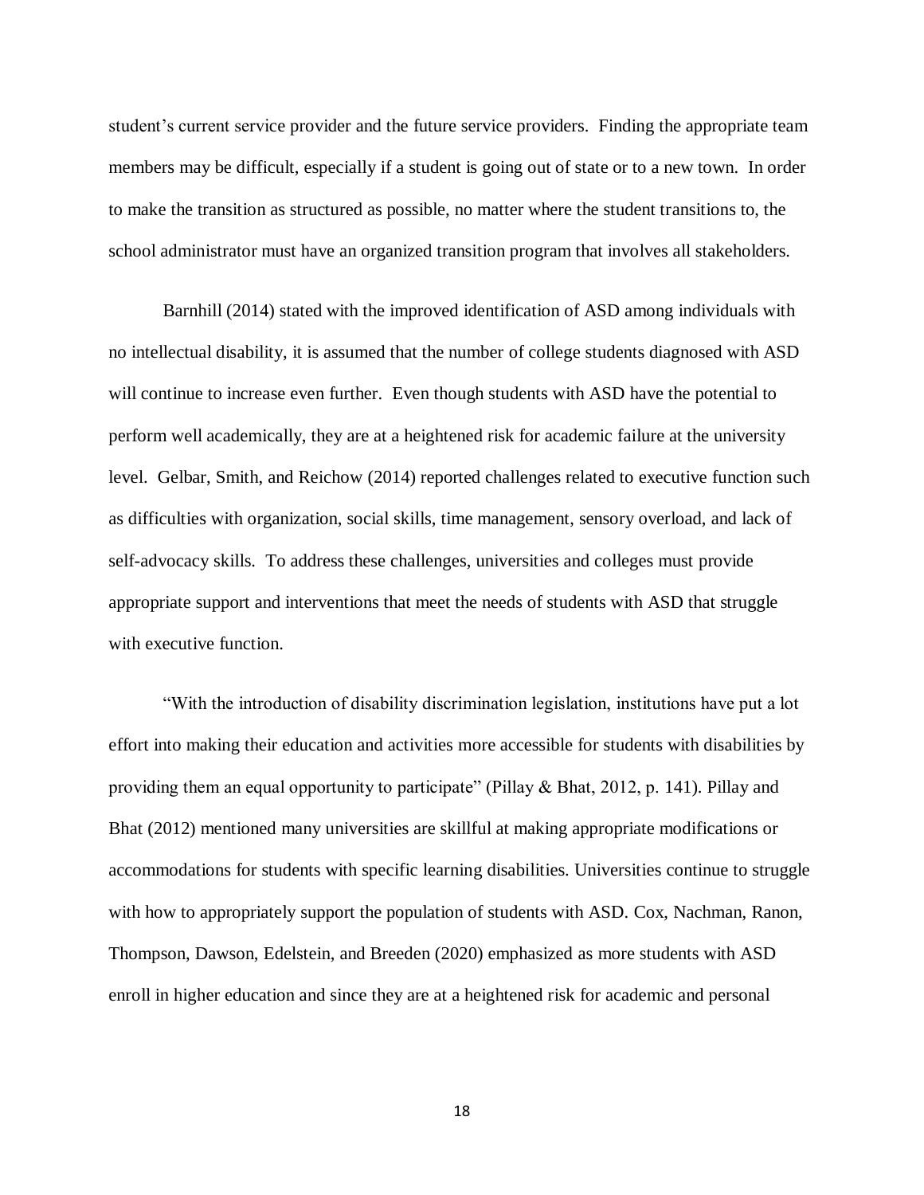student's current service provider and the future service providers. Finding the appropriate team members may be difficult, especially if a student is going out of state or to a new town. In order to make the transition as structured as possible, no matter where the student transitions to, the school administrator must have an organized transition program that involves all stakeholders.

Barnhill (2014) stated with the improved identification of ASD among individuals with no intellectual disability, it is assumed that the number of college students diagnosed with ASD will continue to increase even further. Even though students with ASD have the potential to perform well academically, they are at a heightened risk for academic failure at the university level. Gelbar, Smith, and Reichow (2014) reported challenges related to executive function such as difficulties with organization, social skills, time management, sensory overload, and lack of self-advocacy skills. To address these challenges, universities and colleges must provide appropriate support and interventions that meet the needs of students with ASD that struggle with executive function.

"With the introduction of disability discrimination legislation, institutions have put a lot effort into making their education and activities more accessible for students with disabilities by providing them an equal opportunity to participate" (Pillay & Bhat, 2012, p. 141). Pillay and Bhat (2012) mentioned many universities are skillful at making appropriate modifications or accommodations for students with specific learning disabilities. Universities continue to struggle with how to appropriately support the population of students with ASD. Cox, Nachman, Ranon, Thompson, Dawson, Edelstein, and Breeden (2020) emphasized as more students with ASD enroll in higher education and since they are at a heightened risk for academic and personal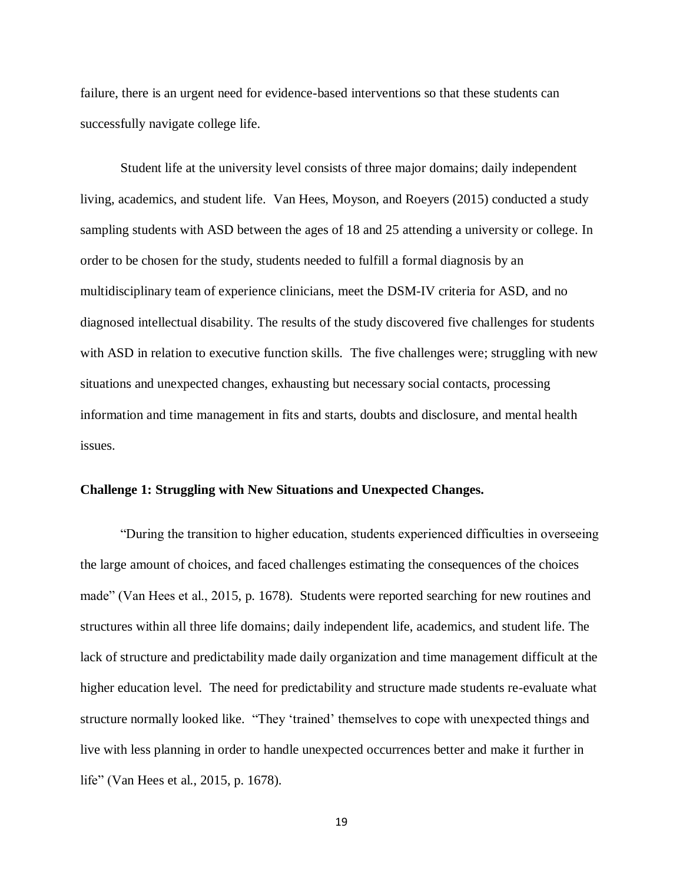failure, there is an urgent need for evidence-based interventions so that these students can successfully navigate college life.

Student life at the university level consists of three major domains; daily independent living, academics, and student life. Van Hees, Moyson, and Roeyers (2015) conducted a study sampling students with ASD between the ages of 18 and 25 attending a university or college. In order to be chosen for the study, students needed to fulfill a formal diagnosis by an multidisciplinary team of experience clinicians, meet the DSM-IV criteria for ASD, and no diagnosed intellectual disability. The results of the study discovered five challenges for students with ASD in relation to executive function skills. The five challenges were; struggling with new situations and unexpected changes, exhausting but necessary social contacts, processing information and time management in fits and starts, doubts and disclosure, and mental health issues.

**Challenge 1: Struggling with New Situations and Unexpected Changes.**

"During the transition to higher education, students experienced difficulties in overseeing the large amount of choices, and faced challenges estimating the consequences of the choices made" (Van Hees et al., 2015, p. 1678). Students were reported searching for new routines and structures within all three life domains; daily independent life, academics, and student life. The lack of structure and predictability made daily organization and time management difficult at the higher education level. The need for predictability and structure made students re-evaluate what structure normally looked like. "They 'trained' themselves to cope with unexpected things and live with less planning in order to handle unexpected occurrences better and make it further in life" (Van Hees et al., 2015, p. 1678).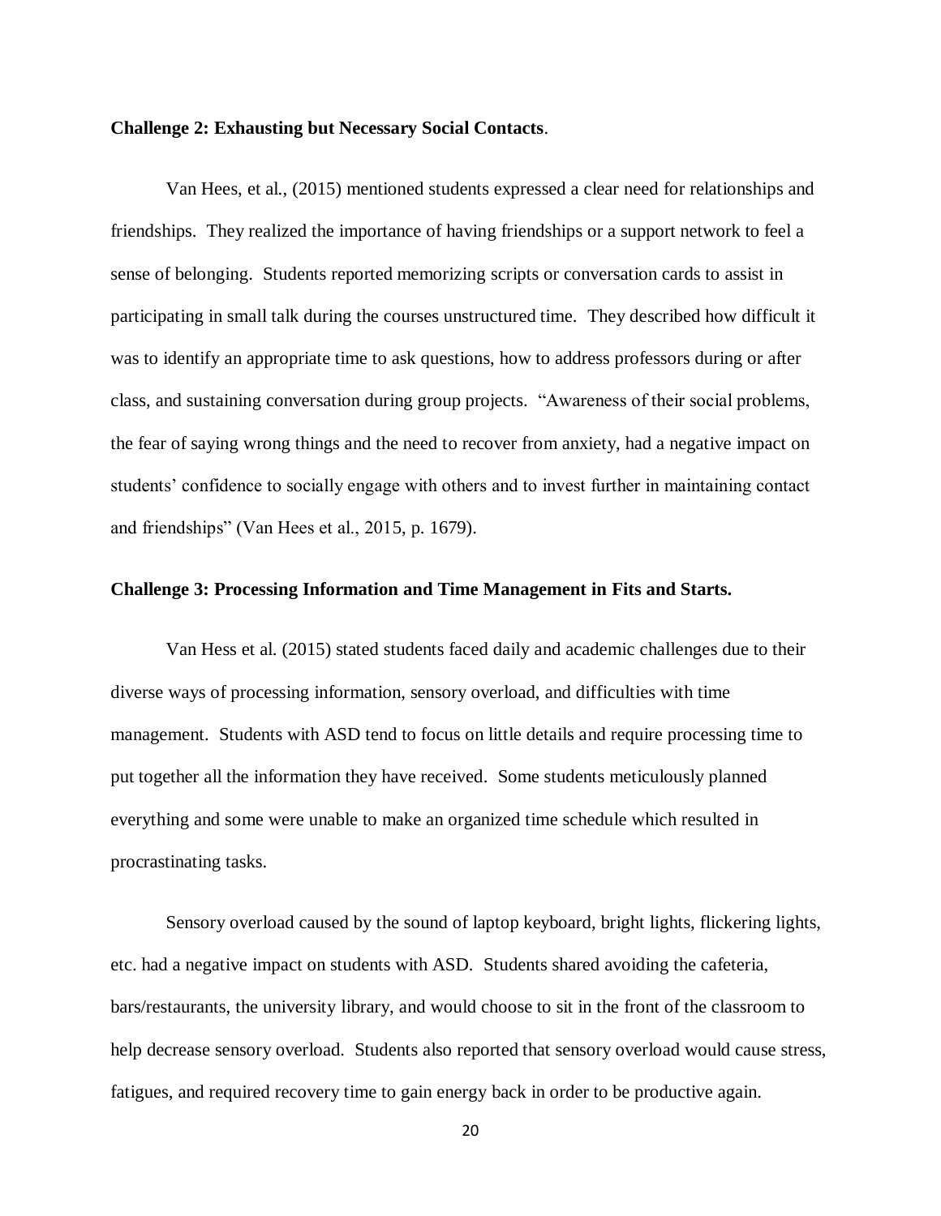**Challenge 2: Exhausting but Necessary Social Contacts**.

Van Hees, et al., (2015) mentioned students expressed a clear need for relationships and friendships. They realized the importance of having friendships or a support network to feel a sense of belonging. Students reported memorizing scripts or conversation cards to assist in participating in small talk during the courses unstructured time. They described how difficult it was to identify an appropriate time to ask questions, how to address professors during or after class, and sustaining conversation during group projects. "Awareness of their social problems, the fear of saying wrong things and the need to recover from anxiety, had a negative impact on students' confidence to socially engage with others and to invest further in maintaining contact and friendships" (Van Hees et al., 2015, p. 1679).

**Challenge 3: Processing Information and Time Management in Fits and Starts.**

Van Hess et al. (2015) stated students faced daily and academic challenges due to their diverse ways of processing information, sensory overload, and difficulties with time management. Students with ASD tend to focus on little details and require processing time to put together all the information they have received. Some students meticulously planned everything and some were unable to make an organized time schedule which resulted in procrastinating tasks.

Sensory overload caused by the sound of laptop keyboard, bright lights, flickering lights, etc. had a negative impact on students with ASD. Students shared avoiding the cafeteria, bars/restaurants, the university library, and would choose to sit in the front of the classroom to help decrease sensory overload. Students also reported that sensory overload would cause stress, fatigues, and required recovery time to gain energy back in order to be productive again.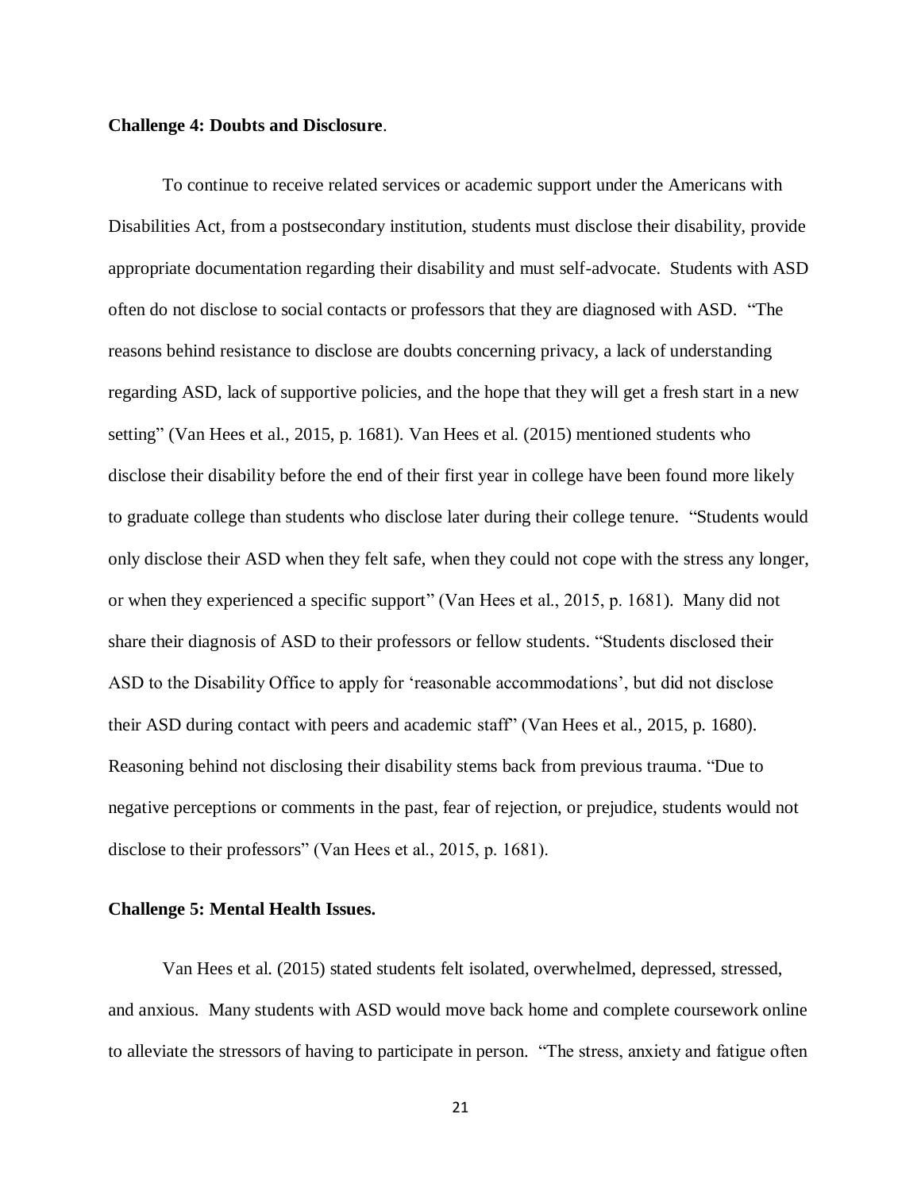**Challenge 4: Doubts and Disclosure**.

To continue to receive related services or academic support under the Americans with Disabilities Act, from a postsecondary institution, students must disclose their disability, provide appropriate documentation regarding their disability and must self-advocate. Students with ASD often do not disclose to social contacts or professors that they are diagnosed with ASD. "The reasons behind resistance to disclose are doubts concerning privacy, a lack of understanding regarding ASD, lack of supportive policies, and the hope that they will get a fresh start in a new setting" (Van Hees et al., 2015, p. 1681). Van Hees et al. (2015) mentioned students who disclose their disability before the end of their first year in college have been found more likely to graduate college than students who disclose later during their college tenure. "Students would only disclose their ASD when they felt safe, when they could not cope with the stress any longer, or when they experienced a specific support" (Van Hees et al., 2015, p. 1681). Many did not share their diagnosis of ASD to their professors or fellow students. "Students disclosed their ASD to the Disability Office to apply for 'reasonable accommodations', but did not disclose their ASD during contact with peers and academic staff" (Van Hees et al., 2015, p. 1680). Reasoning behind not disclosing their disability stems back from previous trauma. "Due to negative perceptions or comments in the past, fear of rejection, or prejudice, students would not disclose to their professors" (Van Hees et al., 2015, p. 1681).

**Challenge 5: Mental Health Issues.**

Van Hees et al. (2015) stated students felt isolated, overwhelmed, depressed, stressed, and anxious. Many students with ASD would move back home and complete coursework online to alleviate the stressors of having to participate in person. "The stress, anxiety and fatigue often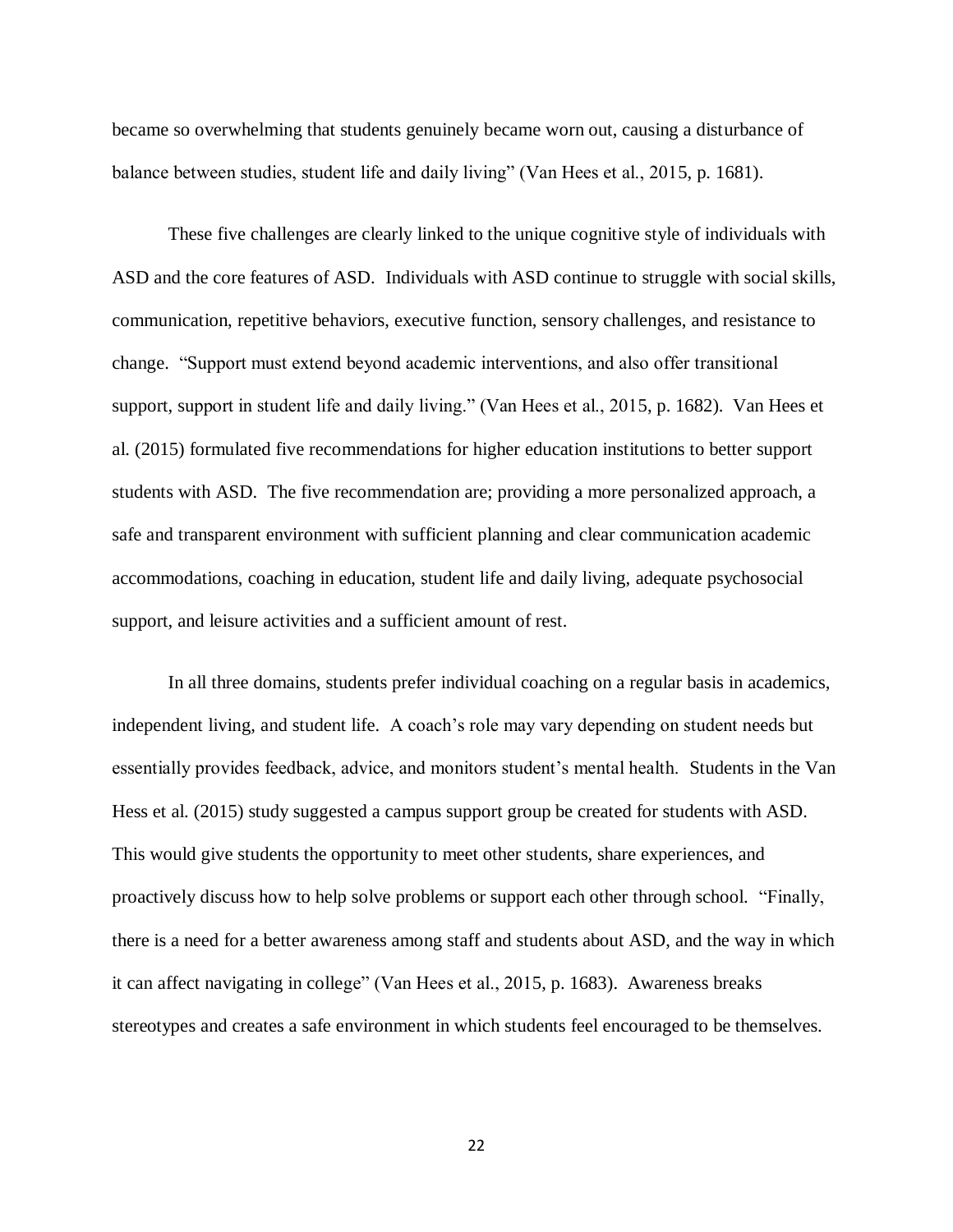became so overwhelming that students genuinely became worn out, causing a disturbance of balance between studies, student life and daily living" (Van Hees et al., 2015, p. 1681).

These five challenges are clearly linked to the unique cognitive style of individuals with ASD and the core features of ASD. Individuals with ASD continue to struggle with social skills, communication, repetitive behaviors, executive function, sensory challenges, and resistance to change. "Support must extend beyond academic interventions, and also offer transitional support, support in student life and daily living." (Van Hees et al., 2015, p. 1682). Van Hees et al. (2015) formulated five recommendations for higher education institutions to better support students with ASD. The five recommendation are; providing a more personalized approach, a safe and transparent environment with sufficient planning and clear communication academic accommodations, coaching in education, student life and daily living, adequate psychosocial support, and leisure activities and a sufficient amount of rest.

In all three domains, students prefer individual coaching on a regular basis in academics, independent living, and student life. A coach's role may vary depending on student needs but essentially provides feedback, advice, and monitors student's mental health. Students in the Van Hess et al. (2015) study suggested a campus support group be created for students with ASD. This would give students the opportunity to meet other students, share experiences, and proactively discuss how to help solve problems or support each other through school. "Finally, there is a need for a better awareness among staff and students about ASD, and the way in which it can affect navigating in college" (Van Hees et al., 2015, p. 1683). Awareness breaks stereotypes and creates a safe environment in which students feel encouraged to be themselves.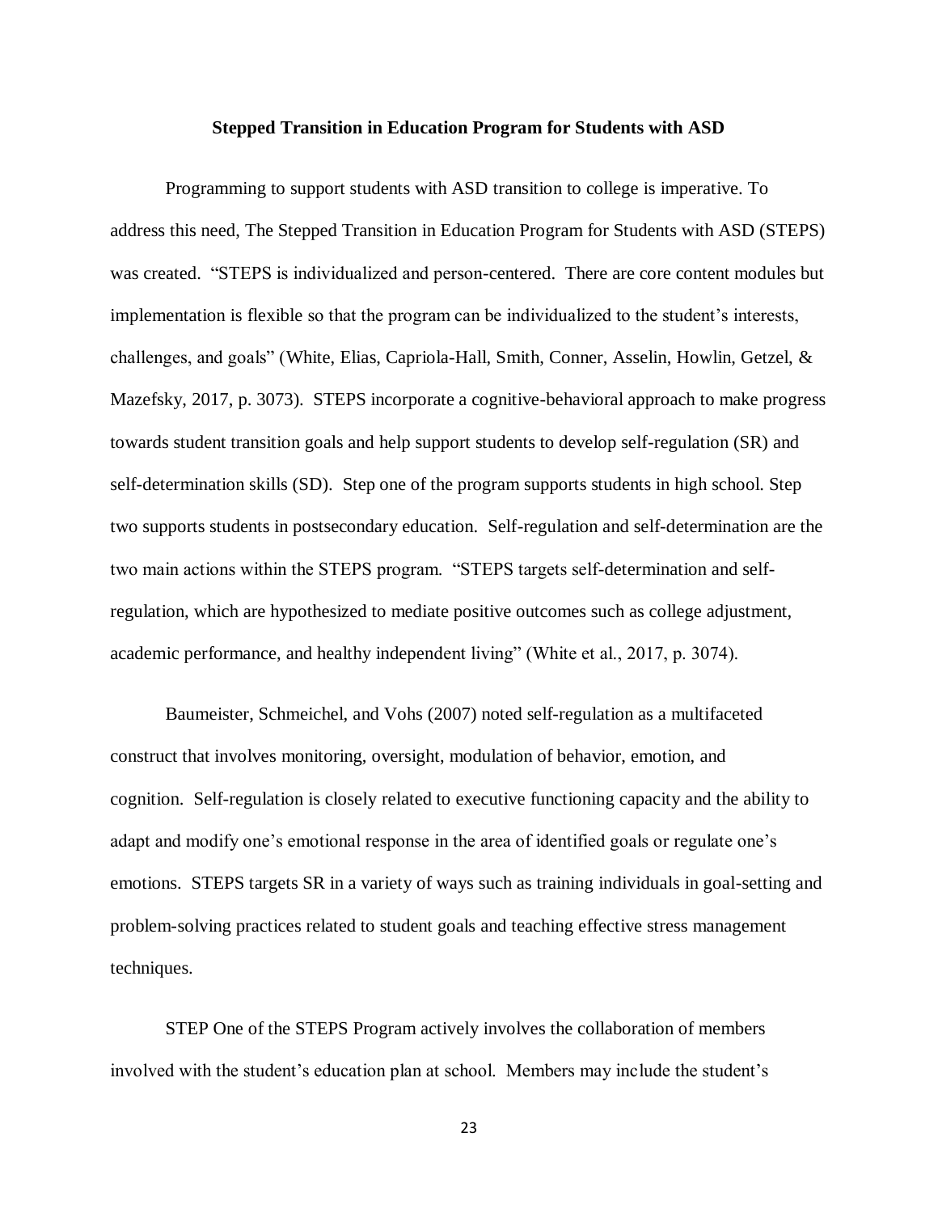## Stepped Transition in Education Program for Students with ASD

Programming to support students with ASD transition to college is imperative. To address this need, The Stepped Transition in Education Program for Students with ASD (STEPS) was created. "STEPS is individualized and person-centered. There are core content modules but implementation is flexible so that the program can be individualized to the student's interests, challenges, and goals" (White, Elias, Capriola-Hall, Smith, Conner, Asselin, Howlin, Getzel, & Mazefsky, 2017, p. 3073). STEPS incorporate a cognitive-behavioral approach to make progress towards student transition goals and help support students to develop self-regulation (SR) and self-determination skills (SD). Step one of the program supports students in high school. Step two supports students in postsecondary education. Self-regulation and self-determination are the two main actions within the STEPS program. "STEPS targets self-determination and self-regulation, which are hypothesized to mediate positive outcomes such as college adjustment, academic performance, and healthy independent living" (White et al., 2017, p. 3074).

Baumeister, Schmeichel, and Vohs (2007) noted self-regulation as a multifaceted construct that involves monitoring, oversight, modulation of behavior, emotion, and cognition. Self-regulation is closely related to executive functioning capacity and the ability to adapt and modify one's emotional response in the area of identified goals or regulate one's emotions. STEPS targets SR in a variety of ways such as training individuals in goal-setting and problem-solving practices related to student goals and teaching effective stress management techniques.

STEP One of the STEPS Program actively involves the collaboration of members involved with the student's education plan at school. Members may include the student's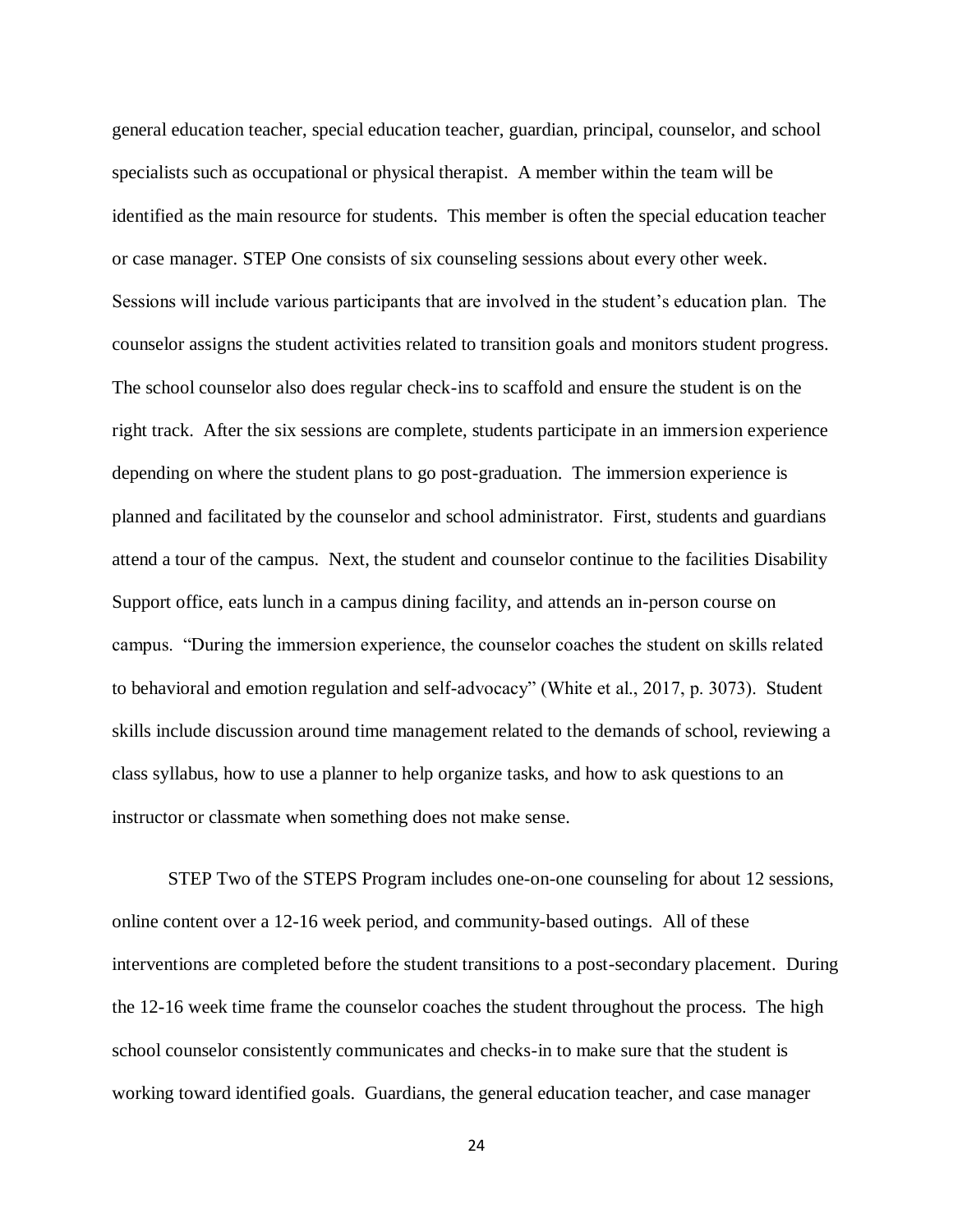general education teacher, special education teacher, guardian, principal, counselor, and school specialists such as occupational or physical therapist. A member within the team will be identified as the main resource for students. This member is often the special education teacher or case manager. STEP One consists of six counseling sessions about every other week. Sessions will include various participants that are involved in the student's education plan. The counselor assigns the student activities related to transition goals and monitors student progress. The school counselor also does regular check-ins to scaffold and ensure the student is on the right track. After the six sessions are complete, students participate in an immersion experience depending on where the student plans to go post-graduation. The immersion experience is planned and facilitated by the counselor and school administrator. First, students and guardians attend a tour of the campus. Next, the student and counselor continue to the facilities Disability Support office, eats lunch in a campus dining facility, and attends an in-person course on campus. "During the immersion experience, the counselor coaches the student on skills related to behavioral and emotion regulation and self-advocacy" (White et al., 2017, p. 3073). Student skills include discussion around time management related to the demands of school, reviewing a class syllabus, how to use a planner to help organize tasks, and how to ask questions to an instructor or classmate when something does not make sense.

STEP Two of the STEPS Program includes one-on-one counseling for about 12 sessions, online content over a 12-16 week period, and community-based outings. All of these interventions are completed before the student transitions to a post-secondary placement. During the 12-16 week time frame the counselor coaches the student throughout the process. The high school counselor consistently communicates and checks-in to make sure that the student is working toward identified goals. Guardians, the general education teacher, and case manager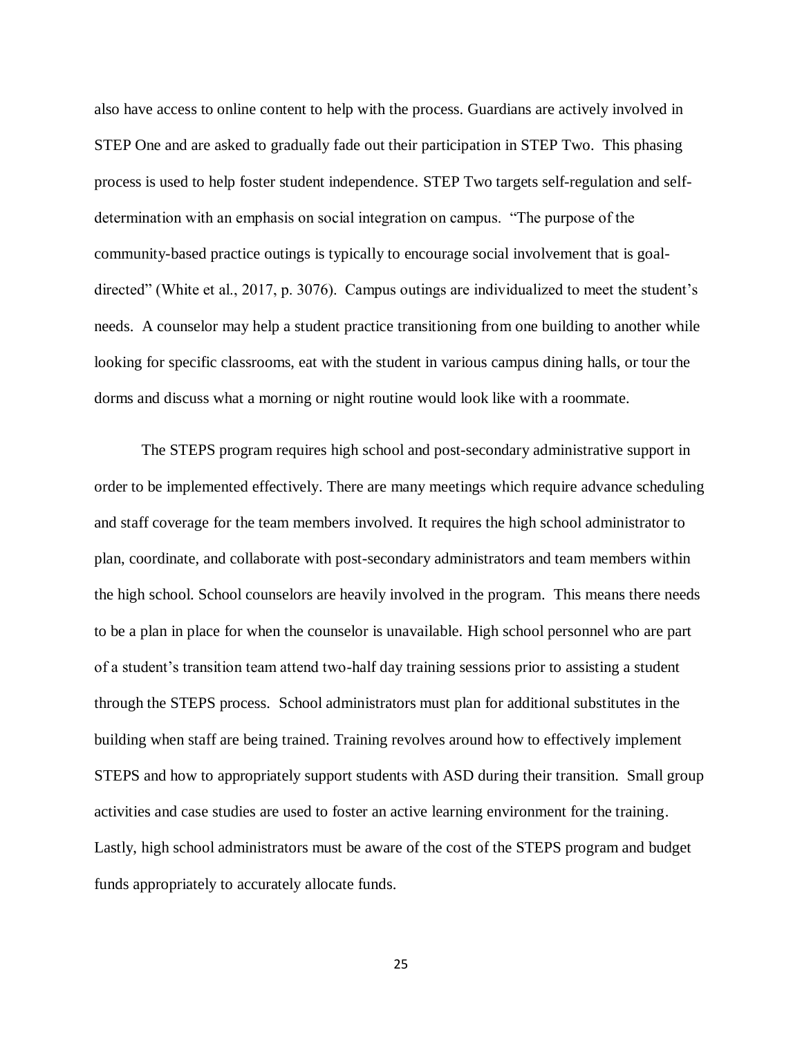also have access to online content to help with the process. Guardians are actively involved in STEP One and are asked to gradually fade out their participation in STEP Two. This phasing process is used to help foster student independence. STEP Two targets self-regulation and self-determination with an emphasis on social integration on campus. "The purpose of the community-based practice outings is typically to encourage social involvement that is goal-directed" (White et al., 2017, p. 3076). Campus outings are individualized to meet the student's needs. A counselor may help a student practice transitioning from one building to another while looking for specific classrooms, eat with the student in various campus dining halls, or tour the dorms and discuss what a morning or night routine would look like with a roommate.

The STEPS program requires high school and post-secondary administrative support in order to be implemented effectively. There are many meetings which require advance scheduling and staff coverage for the team members involved. It requires the high school administrator to plan, coordinate, and collaborate with post-secondary administrators and team members within the high school. School counselors are heavily involved in the program. This means there needs to be a plan in place for when the counselor is unavailable. High school personnel who are part of a student's transition team attend two-half day training sessions prior to assisting a student through the STEPS process. School administrators must plan for additional substitutes in the building when staff are being trained. Training revolves around how to effectively implement STEPS and how to appropriately support students with ASD during their transition. Small group activities and case studies are used to foster an active learning environment for the training. Lastly, high school administrators must be aware of the cost of the STEPS program and budget funds appropriately to accurately allocate funds.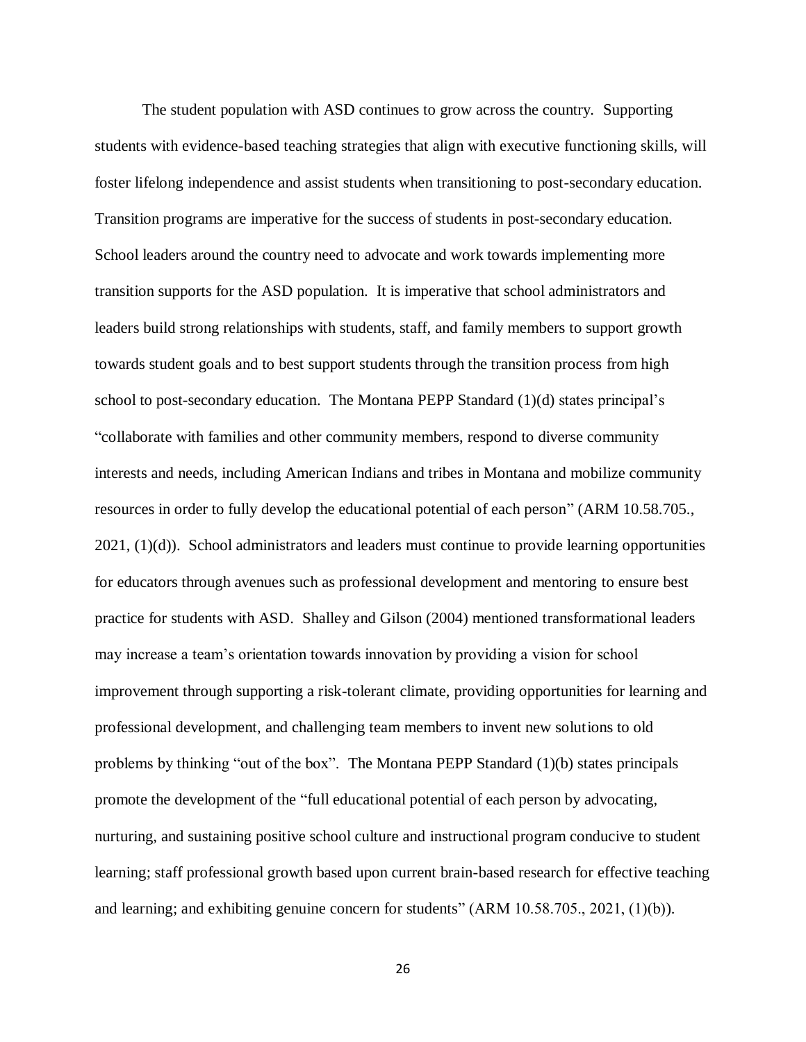The student population with ASD continues to grow across the country. Supporting students with evidence-based teaching strategies that align with executive functioning skills, will foster lifelong independence and assist students when transitioning to post-secondary education. Transition programs are imperative for the success of students in post-secondary education. School leaders around the country need to advocate and work towards implementing more transition supports for the ASD population. It is imperative that school administrators and leaders build strong relationships with students, staff, and family members to support growth towards student goals and to best support students through the transition process from high school to post-secondary education. The Montana PEPP Standard (1)(d) states principal's "collaborate with families and other community members, respond to diverse community interests and needs, including American Indians and tribes in Montana and mobilize community resources in order to fully develop the educational potential of each person" (ARM 10.58.705., 2021, (1)(d)). School administrators and leaders must continue to provide learning opportunities for educators through avenues such as professional development and mentoring to ensure best practice for students with ASD. Shalley and Gilson (2004) mentioned transformational leaders may increase a team's orientation towards innovation by providing a vision for school improvement through supporting a risk-tolerant climate, providing opportunities for learning and professional development, and challenging team members to invent new solutions to old problems by thinking "out of the box". The Montana PEPP Standard (1)(b) states principals promote the development of the "full educational potential of each person by advocating, nurturing, and sustaining positive school culture and instructional program conducive to student learning; staff professional growth based upon current brain-based research for effective teaching and learning; and exhibiting genuine concern for students" (ARM 10.58.705., 2021, (1)(b)).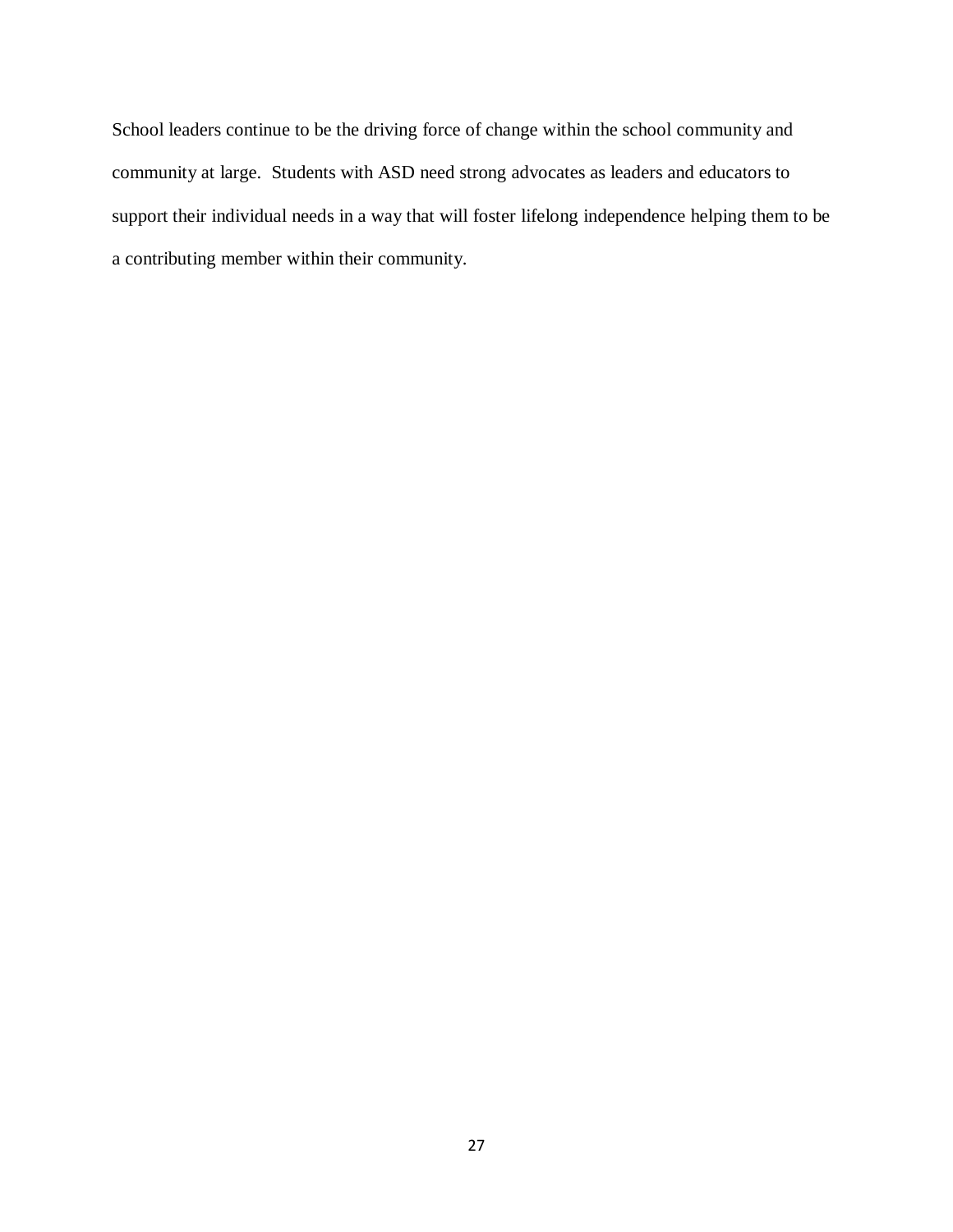School leaders continue to be the driving force of change within the school community and community at large.  Students with ASD need strong advocates as leaders and educators to support their individual needs in a way that will foster lifelong independence helping them to be a contributing member within their community.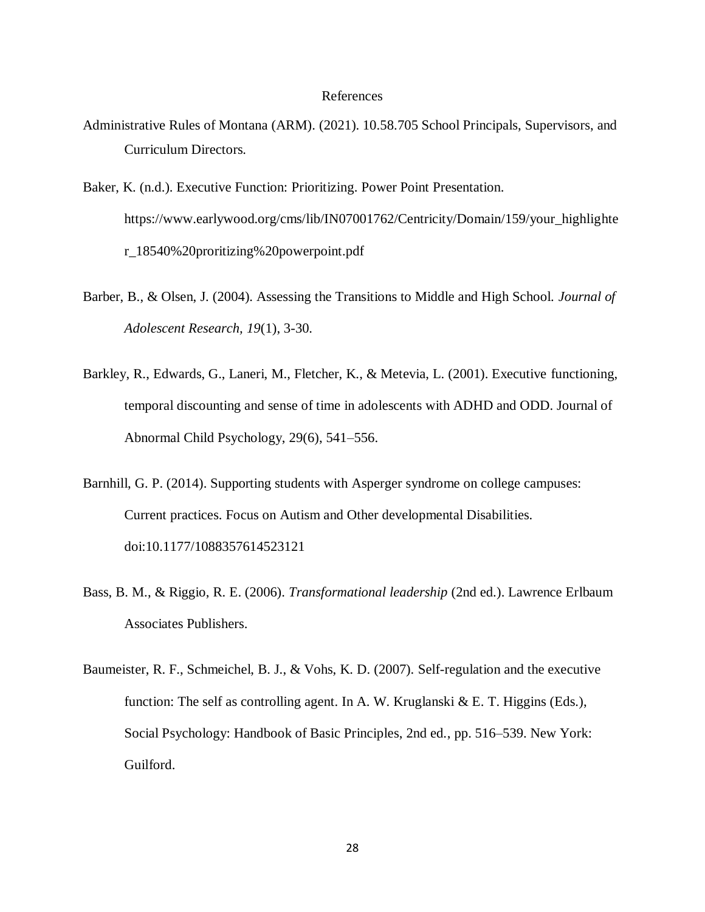# References

Administrative Rules of Montana (ARM). (2021). 10.58.705 School Principals, Supervisors, and Curriculum Directors.

Baker, K. (n.d.). Executive Function: Prioritizing. Power Point Presentation. https://www.earlywood.org/cms/lib/IN07001762/Centricity/Domain/159/your_highlighter_18540%20proritizing%20powerpoint.pdf

Barber, B., & Olsen, J. (2004). Assessing the Transitions to Middle and High School. *Journal of Adolescent Research, 19*(1), 3-30.

Barkley, R., Edwards, G., Laneri, M., Fletcher, K., & Metevia, L. (2001). Executive functioning, temporal discounting and sense of time in adolescents with ADHD and ODD. Journal of Abnormal Child Psychology, 29(6), 541–556.

Barnhill, G. P. (2014). Supporting students with Asperger syndrome on college campuses: Current practices. Focus on Autism and Other developmental Disabilities. doi:10.1177/1088357614523121

Bass, B. M., & Riggio, R. E. (2006). *Transformational leadership* (2nd ed.). Lawrence Erlbaum Associates Publishers.

Baumeister, R. F., Schmeichel, B. J., & Vohs, K. D. (2007). Self-regulation and the executive function: The self as controlling agent. In A. W. Kruglanski & E. T. Higgins (Eds.), Social Psychology: Handbook of Basic Principles, 2nd ed., pp. 516–539. New York: Guilford.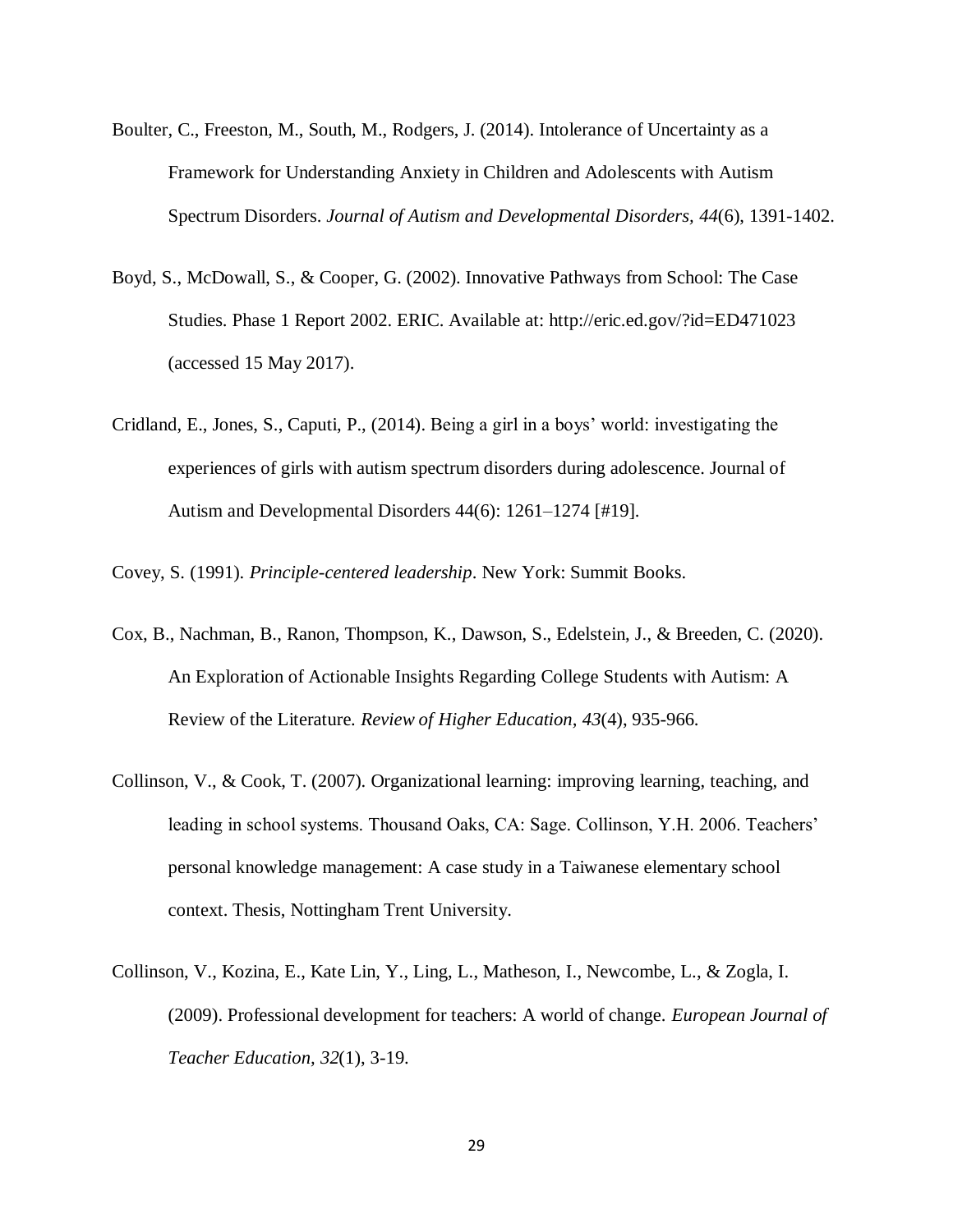Boulter, C., Freeston, M., South, M., Rodgers, J. (2014). Intolerance of Uncertainty as a Framework for Understanding Anxiety in Children and Adolescents with Autism Spectrum Disorders. *Journal of Autism and Developmental Disorders, 44*(6), 1391-1402.

Boyd, S., McDowall, S., & Cooper, G. (2002). Innovative Pathways from School: The Case Studies. Phase 1 Report 2002. ERIC. Available at: http://eric.ed.gov/?id=ED471023 (accessed 15 May 2017).

Cridland, E., Jones, S., Caputi, P., (2014). Being a girl in a boys' world: investigating the experiences of girls with autism spectrum disorders during adolescence. Journal of Autism and Developmental Disorders 44(6): 1261–1274 [#19].

Covey, S. (1991). *Principle-centered leadership*. New York: Summit Books.

Cox, B., Nachman, B., Ranon, Thompson, K., Dawson, S., Edelstein, J., & Breeden, C. (2020). An Exploration of Actionable Insights Regarding College Students with Autism: A Review of the Literature. *Review of Higher Education, 43*(4), 935-966.

Collinson, V., & Cook, T. (2007). Organizational learning: improving learning, teaching, and leading in school systems. Thousand Oaks, CA: Sage. Collinson, Y.H. 2006. Teachers' personal knowledge management: A case study in a Taiwanese elementary school context. Thesis, Nottingham Trent University.

Collinson, V., Kozina, E., Kate Lin, Y., Ling, L., Matheson, I., Newcombe, L., & Zogla, I. (2009). Professional development for teachers: A world of change. *European Journal of Teacher Education, 32*(1), 3-19.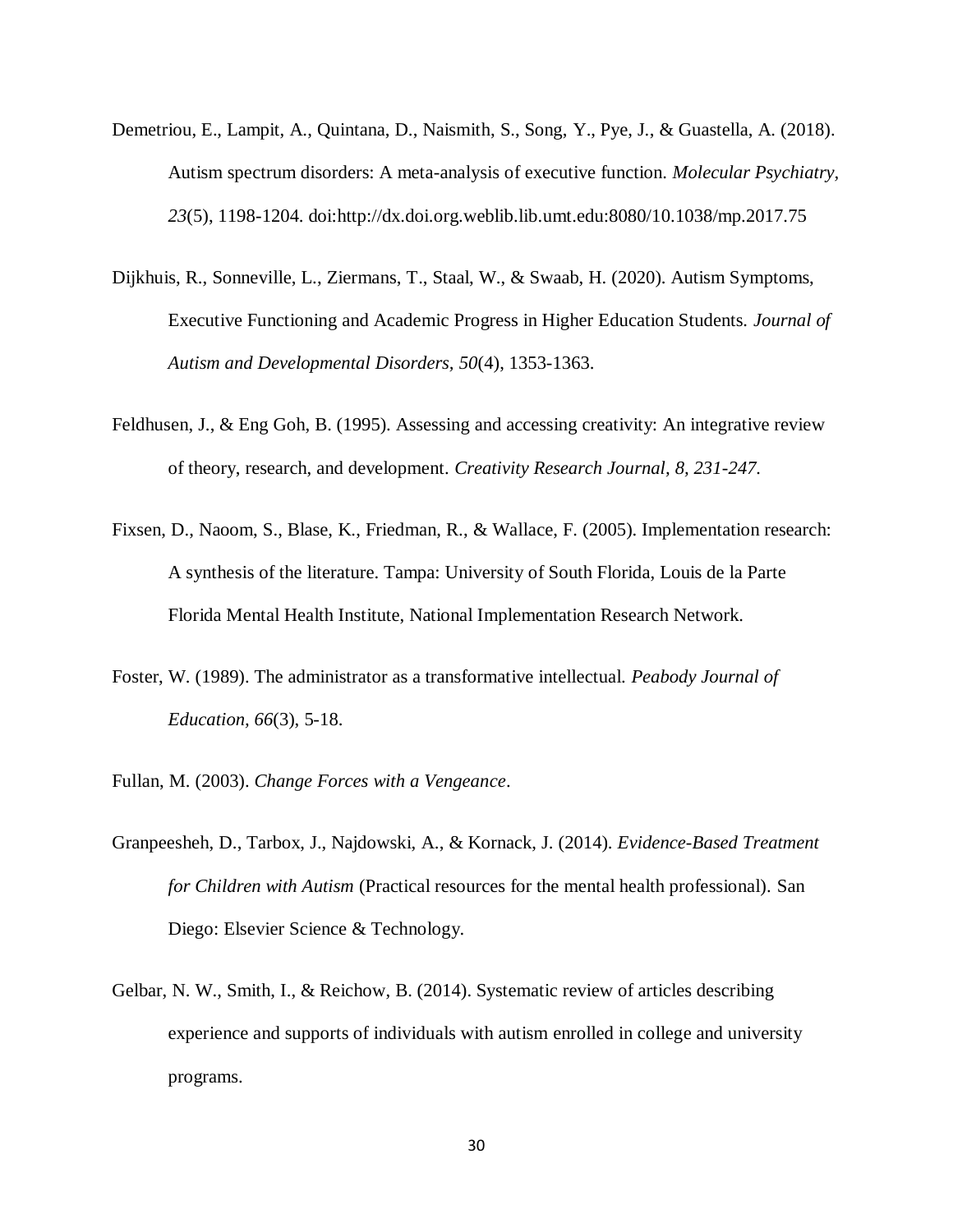Demetriou, E., Lampit, A., Quintana, D., Naismith, S., Song, Y., Pye, J., & Guastella, A. (2018). Autism spectrum disorders: A meta-analysis of executive function. *Molecular Psychiatry, 23*(5), 1198-1204. doi:http://dx.doi.org.weblib.lib.umt.edu:8080/10.1038/mp.2017.75

Dijkhuis, R., Sonneville, L., Ziermans, T., Staal, W., & Swaab, H. (2020). Autism Symptoms, Executive Functioning and Academic Progress in Higher Education Students. *Journal of Autism and Developmental Disorders, 50*(4), 1353-1363.

Feldhusen, J., & Eng Goh, B. (1995). Assessing and accessing creativity: An integrative review of theory, research, and development. *Creativity Research Journal, 8, 231-247.*

Fixsen, D., Naoom, S., Blase, K., Friedman, R., & Wallace, F. (2005). Implementation research: A synthesis of the literature. Tampa: University of South Florida, Louis de la Parte Florida Mental Health Institute, National Implementation Research Network.

Foster, W. (1989). The administrator as a transformative intellectual. *Peabody Journal of Education, 66*(3), 5-18.

Fullan, M. (2003). *Change Forces with a Vengeance*.

Granpeesheh, D., Tarbox, J., Najdowski, A., & Kornack, J. (2014). *Evidence-Based Treatment for Children with Autism* (Practical resources for the mental health professional). San Diego: Elsevier Science & Technology.

Gelbar, N. W., Smith, I., & Reichow, B. (2014). Systematic review of articles describing experience and supports of individuals with autism enrolled in college and university programs.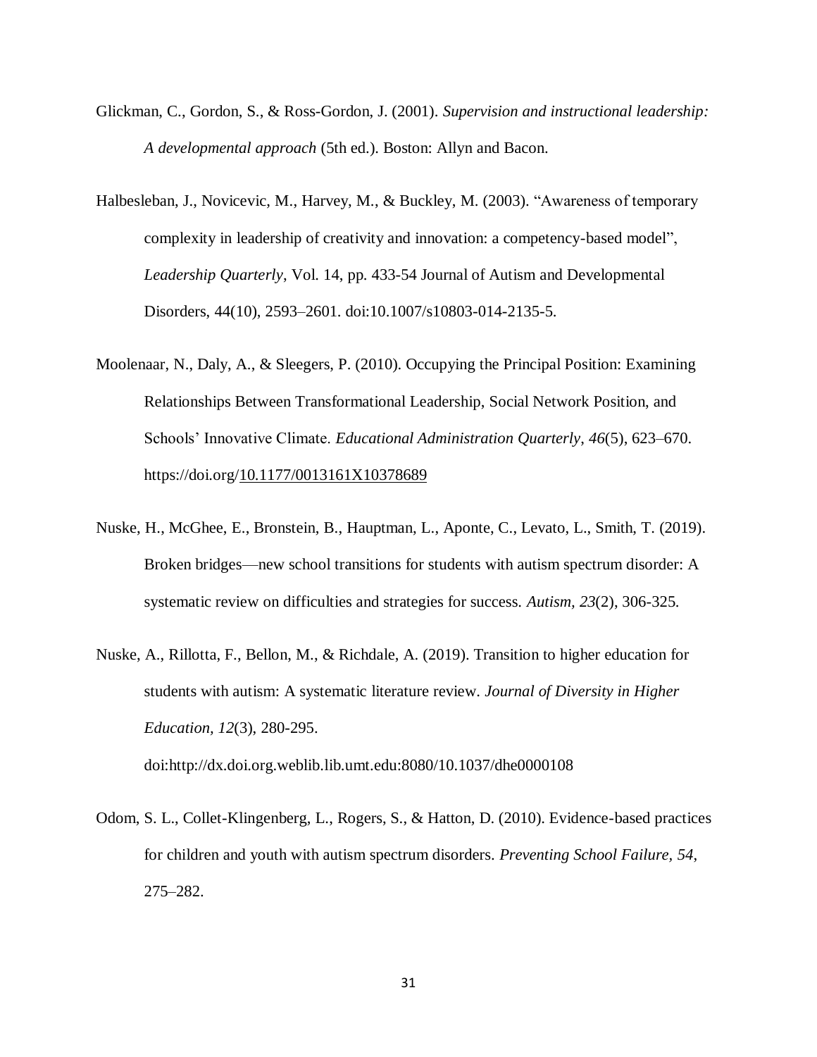Glickman, C., Gordon, S., & Ross-Gordon, J. (2001). *Supervision and instructional leadership: A developmental approach* (5th ed.). Boston: Allyn and Bacon.

Halbesleban, J., Novicevic, M., Harvey, M., & Buckley, M. (2003). "Awareness of temporary complexity in leadership of creativity and innovation: a competency-based model", *Leadership Quarterly*, Vol. 14, pp. 433-54 Journal of Autism and Developmental Disorders, 44(10), 2593–2601. doi:10.1007/s10803-014-2135-5.

Moolenaar, N., Daly, A., & Sleegers, P. (2010). Occupying the Principal Position: Examining Relationships Between Transformational Leadership, Social Network Position, and Schools' Innovative Climate. *Educational Administration Quarterly*, *46*(5), 623–670. https://doi.org/10.1177/0013161X10378689

Nuske, H., McGhee, E., Bronstein, B., Hauptman, L., Aponte, C., Levato, L., Smith, T. (2019). Broken bridges—new school transitions for students with autism spectrum disorder: A systematic review on difficulties and strategies for success. *Autism, 23*(2), 306-325.

Nuske, A., Rillotta, F., Bellon, M., & Richdale, A. (2019). Transition to higher education for students with autism: A systematic literature review. *Journal of Diversity in Higher Education, 12*(3), 280-295. doi:http://dx.doi.org.weblib.lib.umt.edu:8080/10.1037/dhe0000108

Odom, S. L., Collet-Klingenberg, L., Rogers, S., & Hatton, D. (2010). Evidence-based practices for children and youth with autism spectrum disorders. *Preventing School Failure, 54*, 275–282.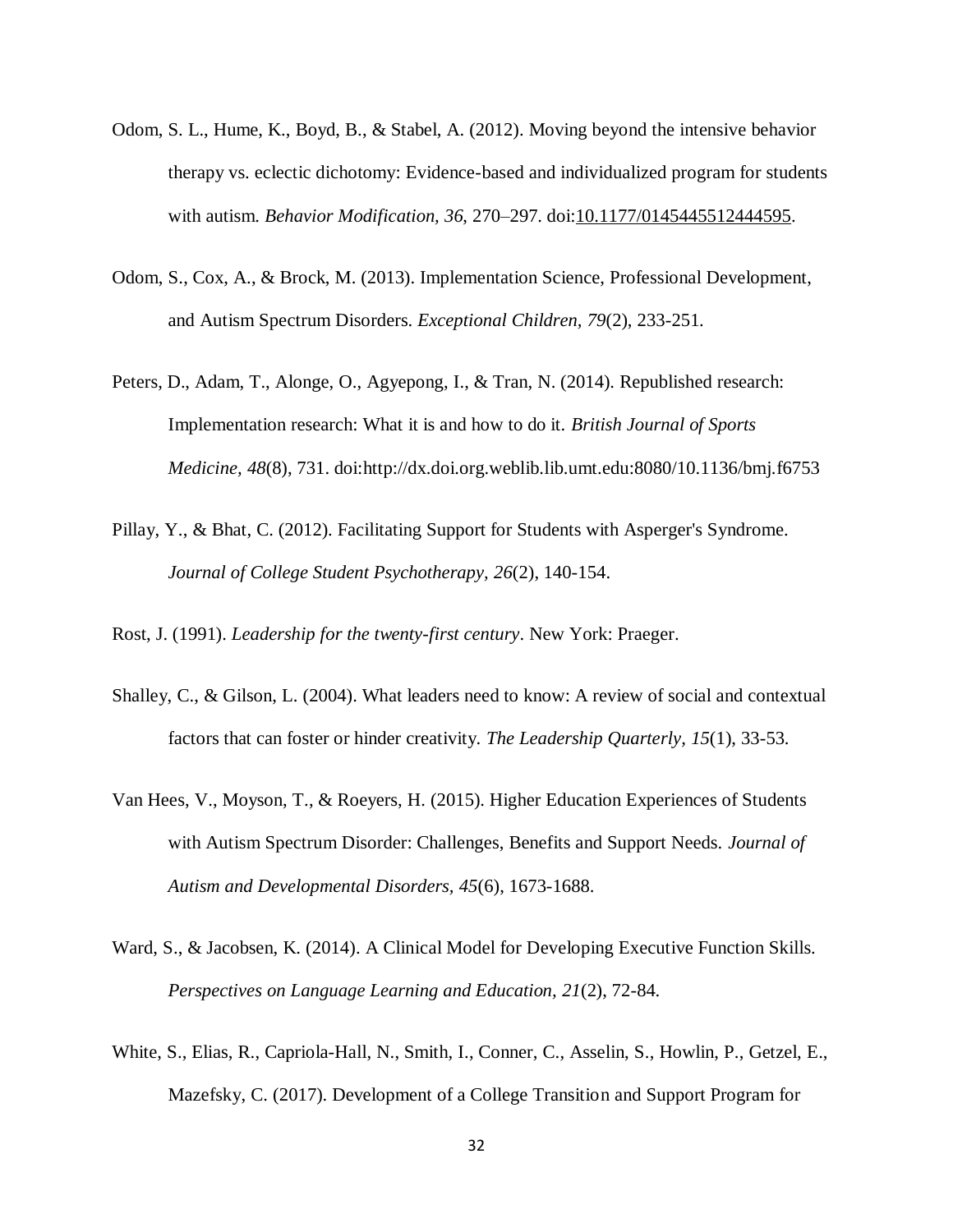Odom, S. L., Hume, K., Boyd, B., & Stabel, A. (2012). Moving beyond the intensive behavior therapy vs. eclectic dichotomy: Evidence-based and individualized program for students with autism. *Behavior Modification, 36*, 270–297. doi:10.1177/0145445512444595.

Odom, S., Cox, A., & Brock, M. (2013). Implementation Science, Professional Development, and Autism Spectrum Disorders. *Exceptional Children, 79*(2), 233-251.

Peters, D., Adam, T., Alonge, O., Agyepong, I., & Tran, N. (2014). Republished research: Implementation research: What it is and how to do it. *British Journal of Sports Medicine, 48*(8), 731. doi:http://dx.doi.org.weblib.lib.umt.edu:8080/10.1136/bmj.f6753

Pillay, Y., & Bhat, C. (2012). Facilitating Support for Students with Asperger's Syndrome. *Journal of College Student Psychotherapy, 26*(2), 140-154.

Rost, J. (1991). *Leadership for the twenty-first century*. New York: Praeger.

Shalley, C., & Gilson, L. (2004). What leaders need to know: A review of social and contextual factors that can foster or hinder creativity. *The Leadership Quarterly, 15*(1), 33-53.

Van Hees, V., Moyson, T., & Roeyers, H. (2015). Higher Education Experiences of Students with Autism Spectrum Disorder: Challenges, Benefits and Support Needs. *Journal of Autism and Developmental Disorders, 45*(6), 1673-1688.

Ward, S., & Jacobsen, K. (2014). A Clinical Model for Developing Executive Function Skills. *Perspectives on Language Learning and Education, 21*(2), 72-84.

White, S., Elias, R., Capriola-Hall, N., Smith, I., Conner, C., Asselin, S., Howlin, P., Getzel, E., Mazefsky, C. (2017). Development of a College Transition and Support Program for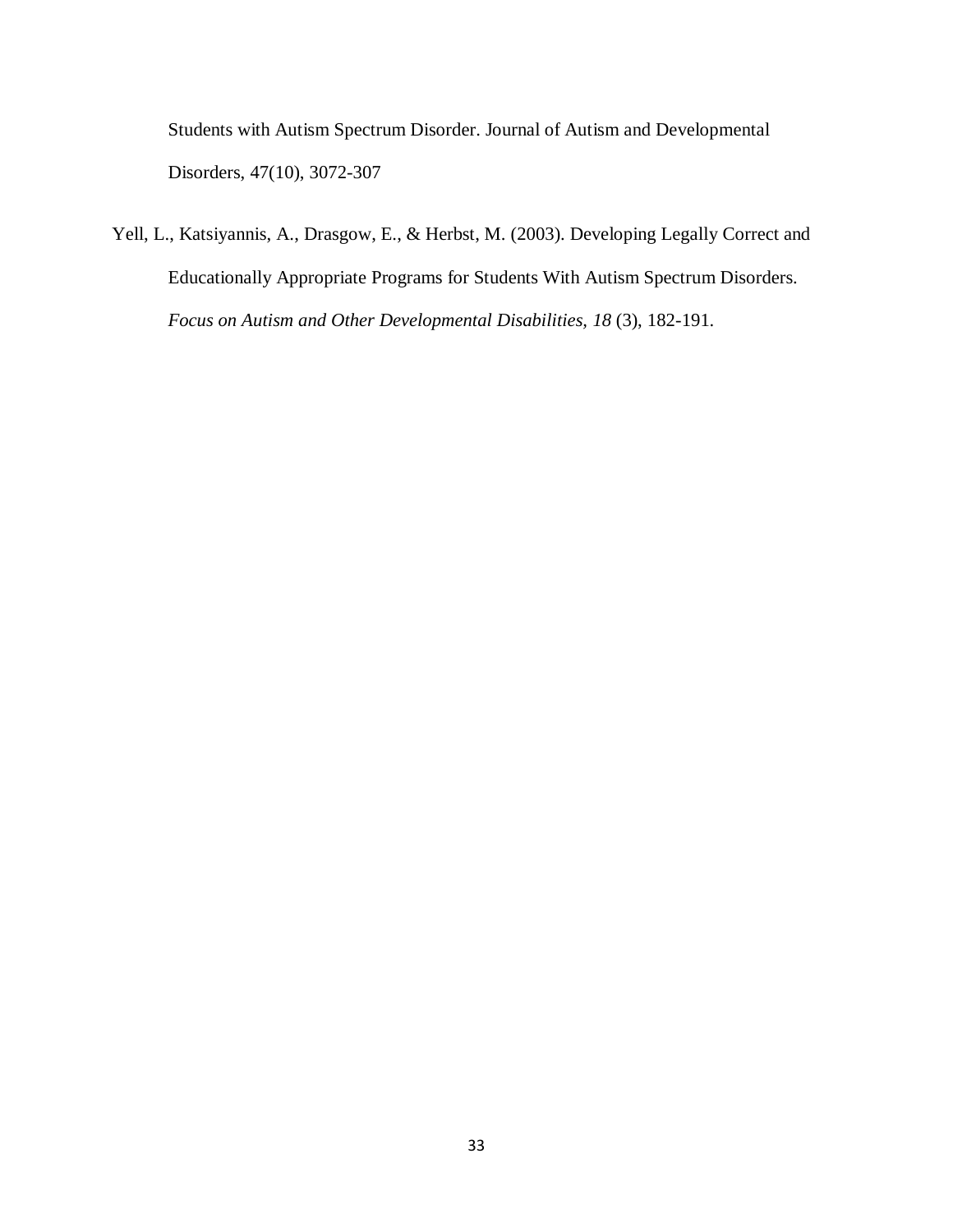Students with Autism Spectrum Disorder. Journal of Autism and Developmental Disorders, 47(10), 3072-307

Yell, L., Katsiyannis, A., Drasgow, E., & Herbst, M. (2003). Developing Legally Correct and Educationally Appropriate Programs for Students With Autism Spectrum Disorders. *Focus on Autism and Other Developmental Disabilities, 18* (3), 182-191.